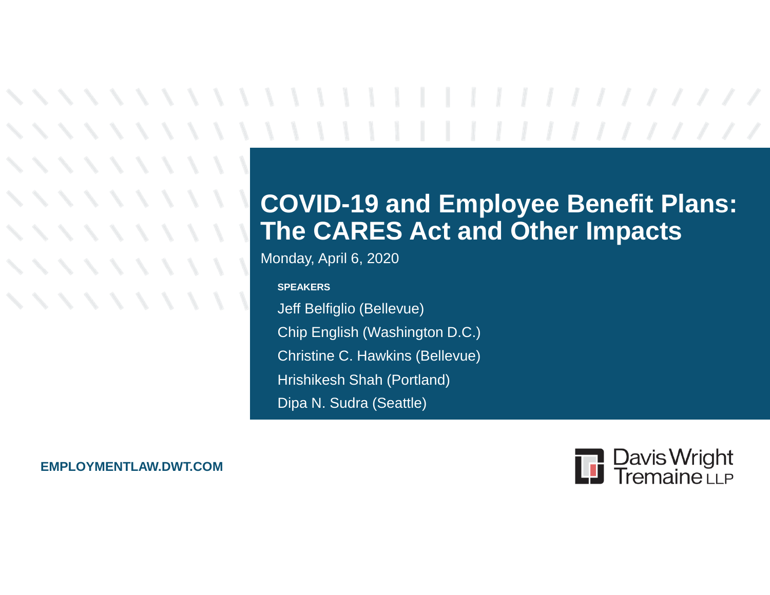# COVID-19 and Employee Benefit Plans: The CARES Act and Other Impacts

Monday, April 6, 2020

**SPEAKERS**

Jeff Belfiglio (Bellevue)

Chip English (Washington D.C.)

Christine C. Hawkins (Bellevue)

Hrishikesh Shah (Portland)

Dipa N. Sudra (Seattle)

**EMPLOYMENTLAW.DWT.COM**

Davis Wright Tremaine LLP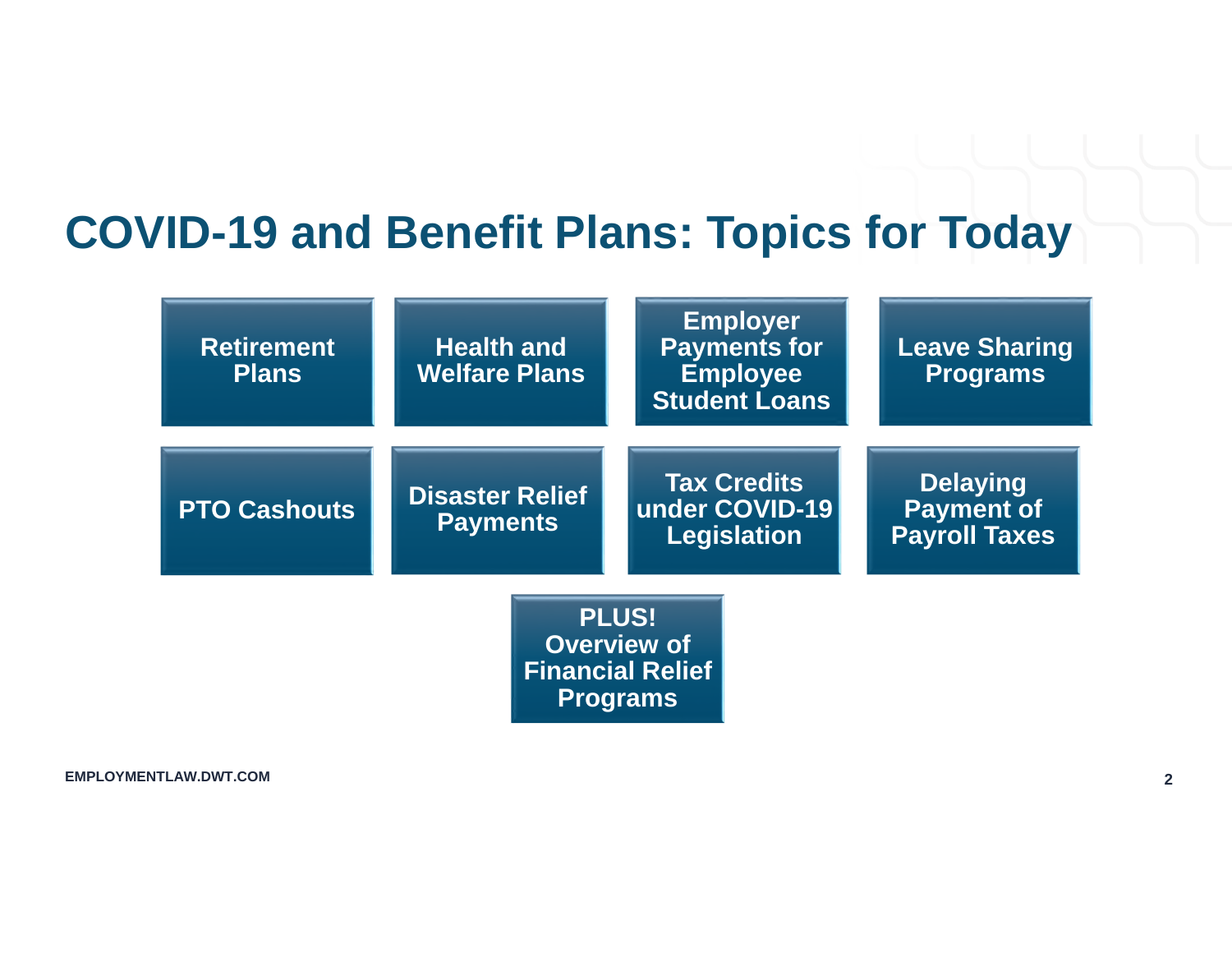# COVID-19 and Benefit Plans: Topics for Today

- Retirement Plans
- Health and Welfare Plans
- Employer Payments for Employee Student Loans
- Leave Sharing Programs
- PTO Cashouts
- Disaster Relief Payments
- Tax Credits under COVID-19 Legislation
- Delaying Payment of Payroll Taxes
- PLUS! Overview of Financial Relief Programs

EMPLOYMENTLAW.DWT.COM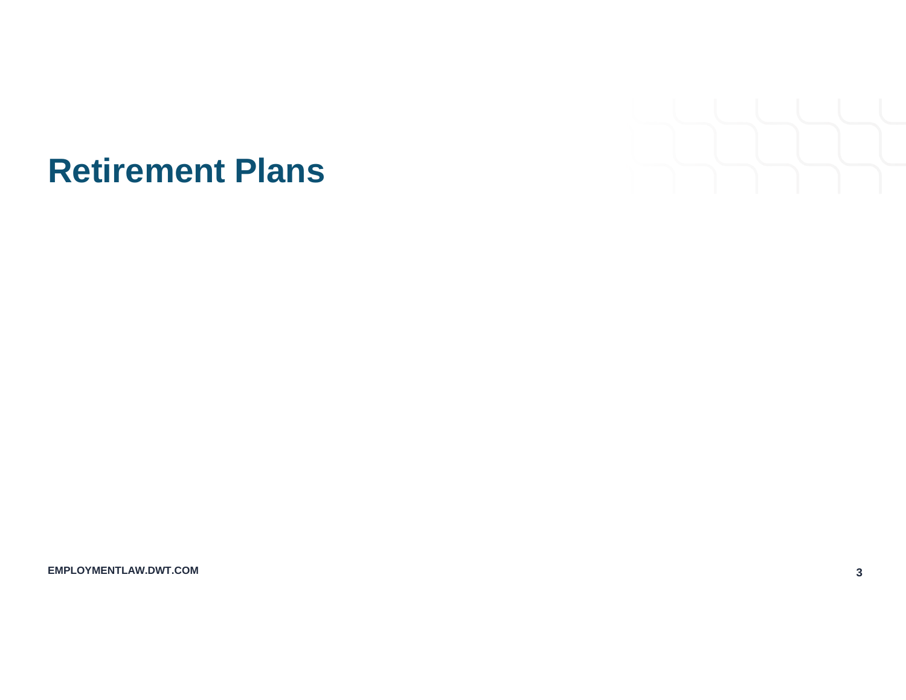# Retirement Plans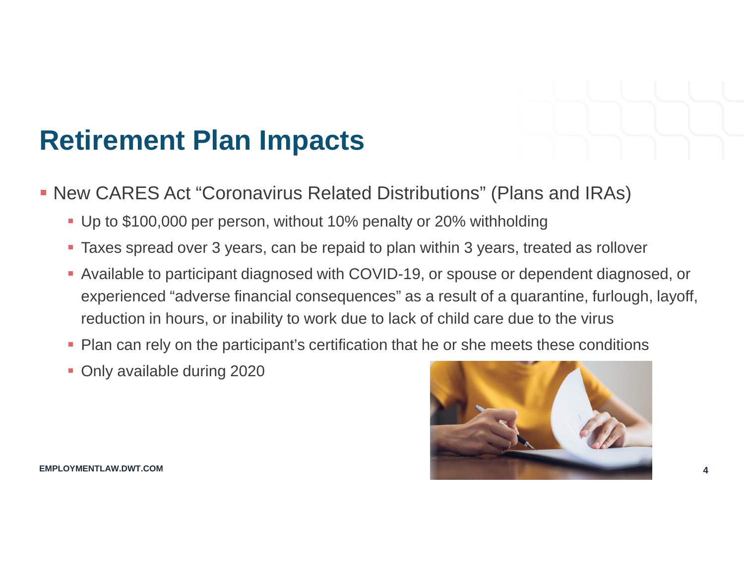# Retirement Plan Impacts

- New CARES Act "Coronavirus Related Distributions" (Plans and IRAs)
  - Up to $100,000 per person, without 10% penalty or 20% withholding
  - Taxes spread over 3 years, can be repaid to plan within 3 years, treated as rollover
  - Available to participant diagnosed with COVID-19, or spouse or dependent diagnosed, or experienced "adverse financial consequences" as a result of a quarantine, furlough, layoff, reduction in hours, or inability to work due to lack of child care due to the virus
  - Plan can rely on the participant's certification that he or she meets these conditions
  - Only available during 2020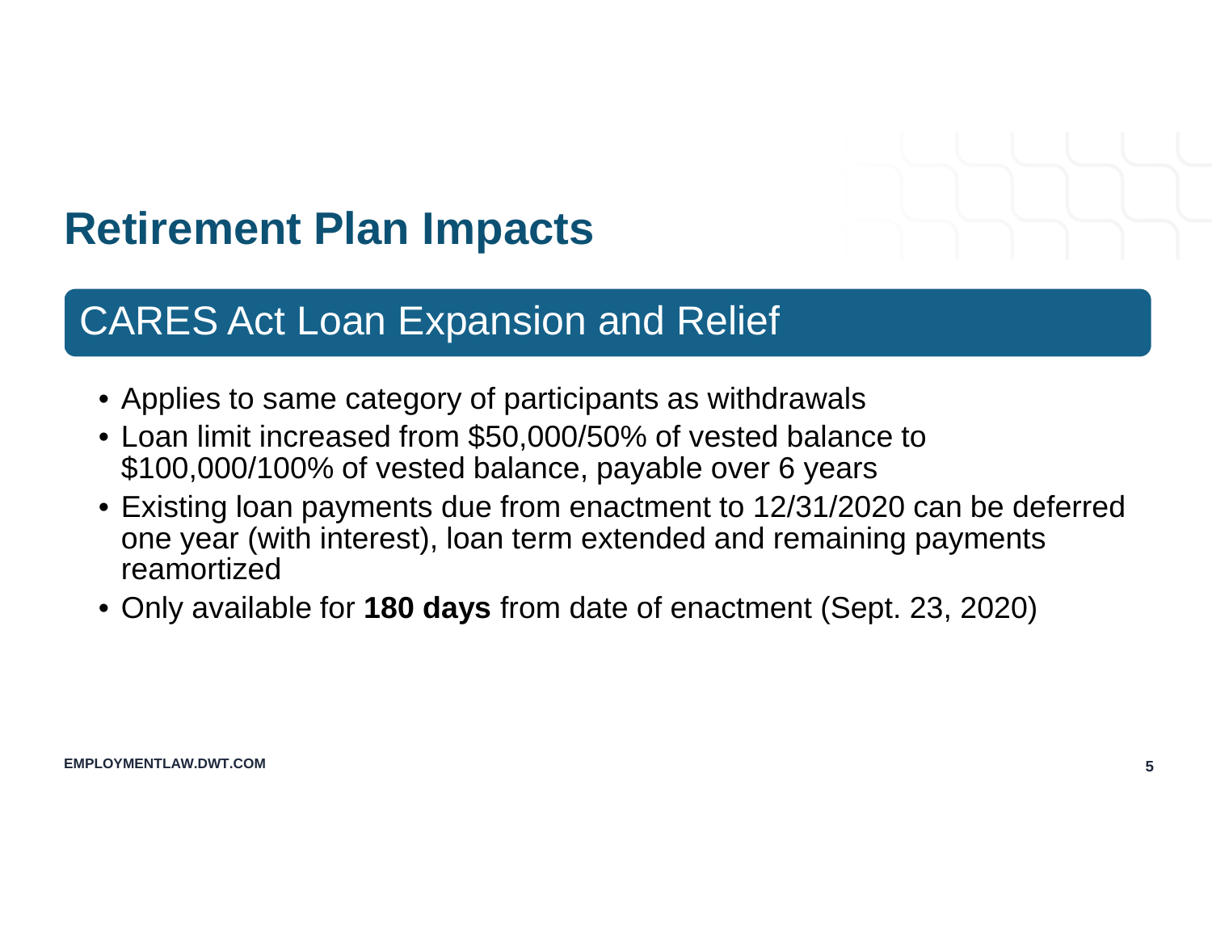# Retirement Plan Impacts

## CARES Act Loan Expansion and Relief

- Applies to same category of participants as withdrawals
- Loan limit increased from $50,000/50% of vested balance to $100,000/100% of vested balance, payable over 6 years
- Existing loan payments due from enactment to 12/31/2020 can be deferred one year (with interest), loan term extended and remaining payments reamortized
- Only available for **180 days** from date of enactment (Sept. 23, 2020)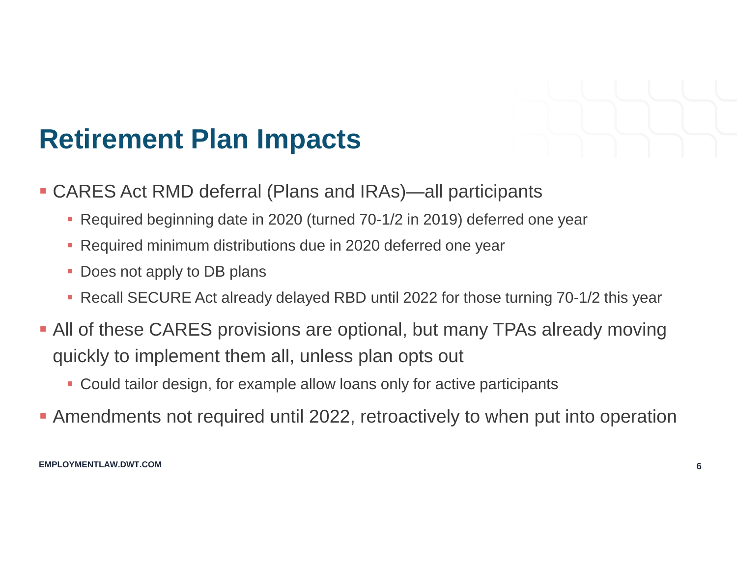# Retirement Plan Impacts

- CARES Act RMD deferral (Plans and IRAs)—all participants
  - Required beginning date in 2020 (turned 70-1/2 in 2019) deferred one year
  - Required minimum distributions due in 2020 deferred one year
  - Does not apply to DB plans
  - Recall SECURE Act already delayed RBD until 2022 for those turning 70-1/2 this year
- All of these CARES provisions are optional, but many TPAs already moving quickly to implement them all, unless plan opts out
  - Could tailor design, for example allow loans only for active participants
- Amendments not required until 2022, retroactively to when put into operation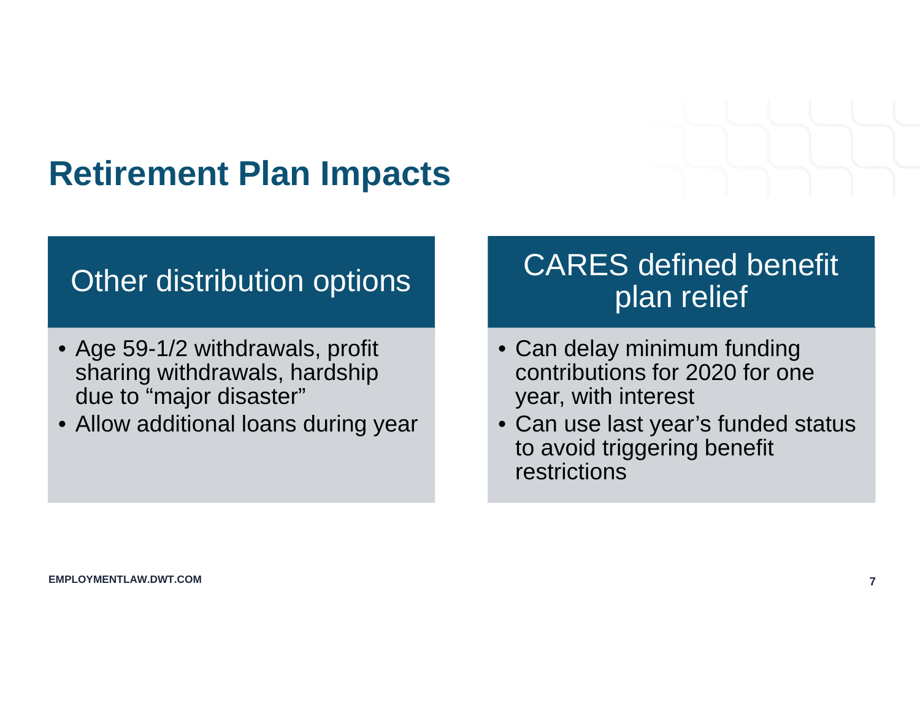# Retirement Plan Impacts

## Other distribution options

- Age 59-1/2 withdrawals, profit sharing withdrawals, hardship due to “major disaster”
- Allow additional loans during year

## CARES defined benefit plan relief

- Can delay minimum funding contributions for 2020 for one year, with interest
- Can use last year’s funded status to avoid triggering benefit restrictions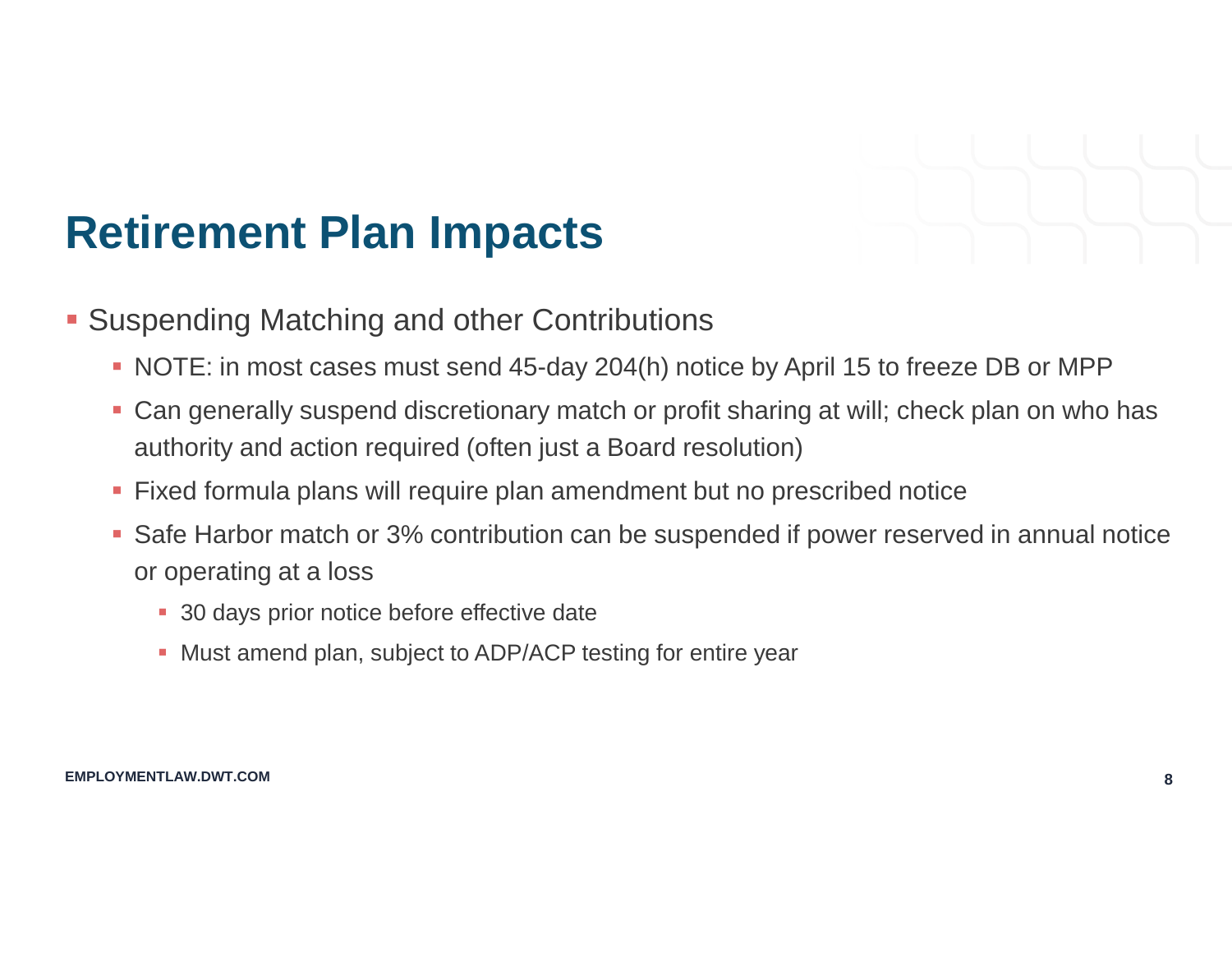# Retirement Plan Impacts

- Suspending Matching and other Contributions
  - NOTE: in most cases must send 45-day 204(h) notice by April 15 to freeze DB or MPP
  - Can generally suspend discretionary match or profit sharing at will; check plan on who has authority and action required (often just a Board resolution)
  - Fixed formula plans will require plan amendment but no prescribed notice
  - Safe Harbor match or 3% contribution can be suspended if power reserved in annual notice or operating at a loss
    - 30 days prior notice before effective date
    - Must amend plan, subject to ADP/ACP testing for entire year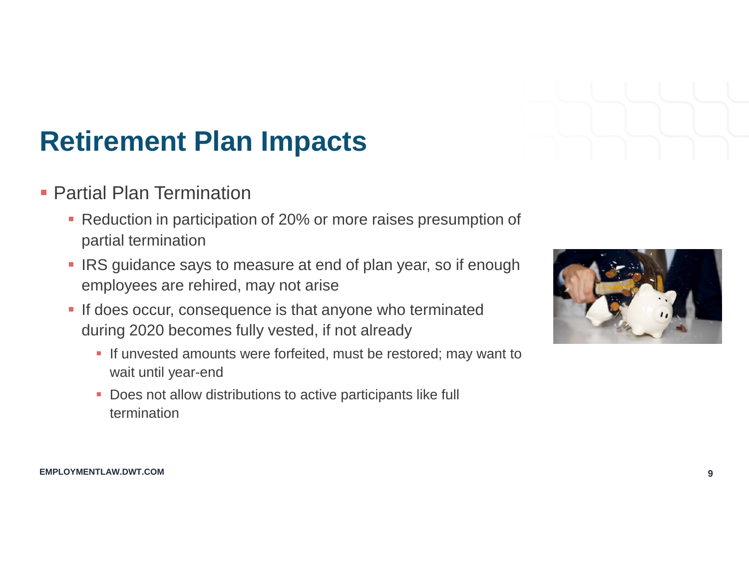# Retirement Plan Impacts

- Partial Plan Termination
  - Reduction in participation of 20% or more raises presumption of partial termination
  - IRS guidance says to measure at end of plan year, so if enough employees are rehired, may not arise
  - If does occur, consequence is that anyone who terminated during 2020 becomes fully vested, if not already
    - If unvested amounts were forfeited, must be restored; may want to wait until year-end
    - Does not allow distributions to active participants like full termination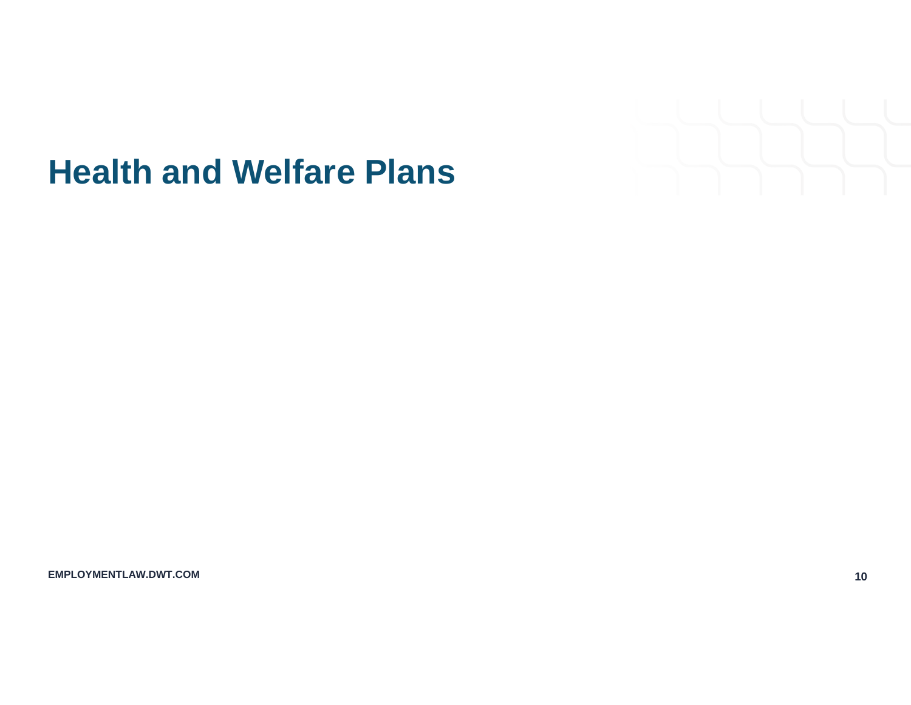# Health and Welfare Plans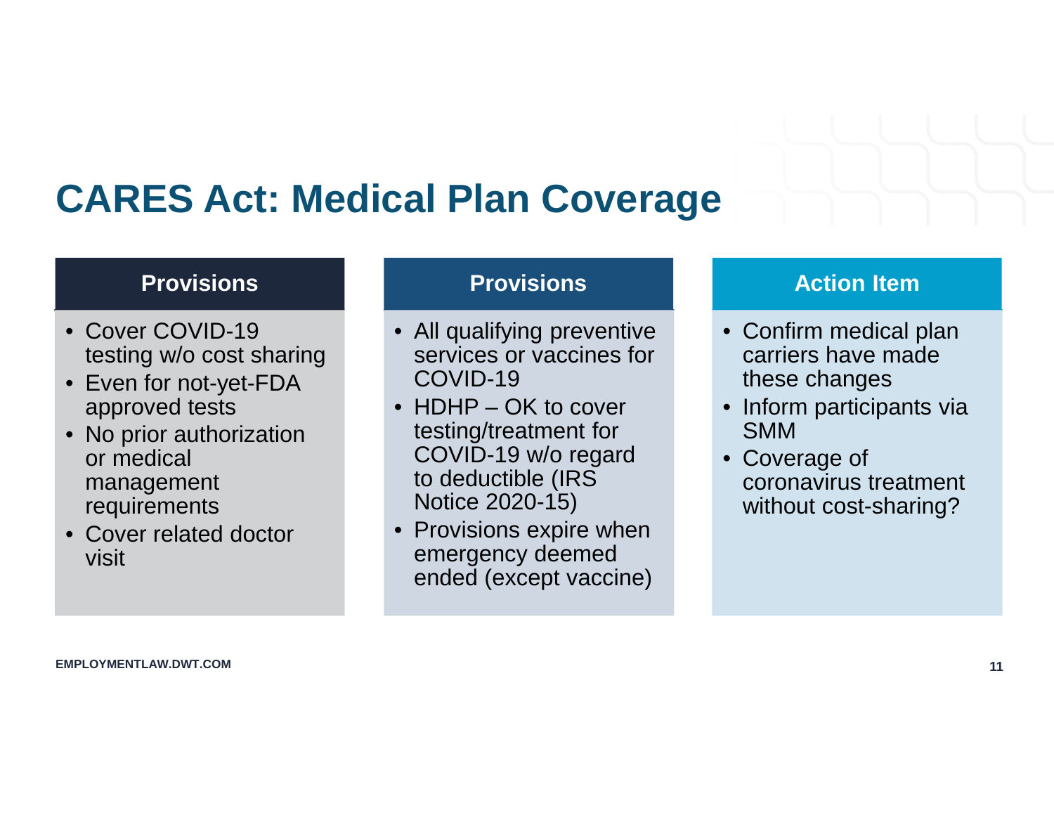# CARES Act: Medical Plan Coverage

### Provisions

- Cover COVID-19 testing w/o cost sharing
- Even for not-yet-FDA approved tests
- No prior authorization or medical management requirements
- Cover related doctor visit

### Provisions

- All qualifying preventive services or vaccines for COVID-19
- HDHP – OK to cover testing/treatment for COVID-19 w/o regard to deductible (IRS Notice 2020-15)
- Provisions expire when emergency deemed ended (except vaccine)

### Action Item

- Confirm medical plan carriers have made these changes
- Inform participants via SMM
- Coverage of coronavirus treatment without cost-sharing?

EMPLOYMENTLAW.DWT.COM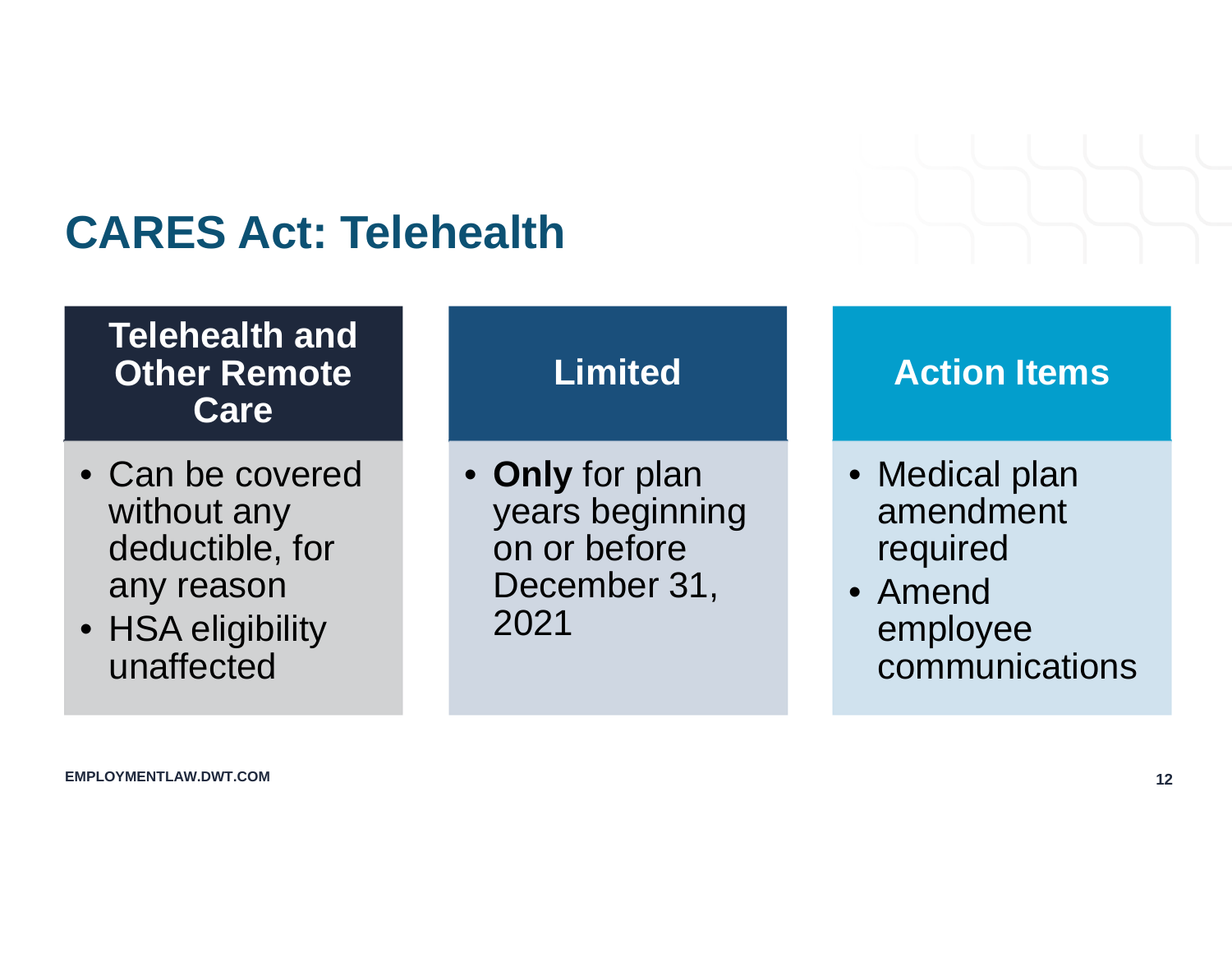# CARES Act: Telehealth

### Telehealth and Other Remote Care

- Can be covered without any deductible, for any reason
- HSA eligibility unaffected

### Limited

- **Only** for plan years beginning on or before December 31, 2021

### Action Items

- Medical plan amendment required
- Amend employee communications

EMPLOYMENTLAW.DWT.COM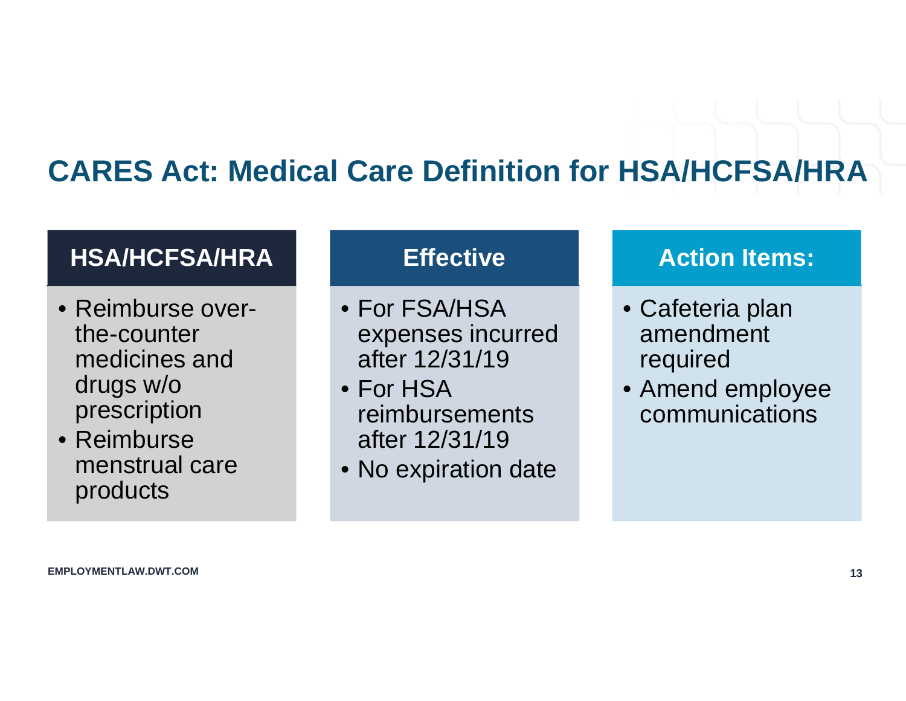# CARES Act: Medical Care Definition for HSA/HCFSA/HRA

### HSA/HCFSA/HRA

- Reimburse over-the-counter medicines and drugs w/o prescription
- Reimburse menstrual care products

### Effective

- For FSA/HSA expenses incurred after 12/31/19
- For HSA reimbursements after 12/31/19
- No expiration date

### Action Items:

- Cafeteria plan amendment required
- Amend employee communications

EMPLOYMENTLAW.DWT.COM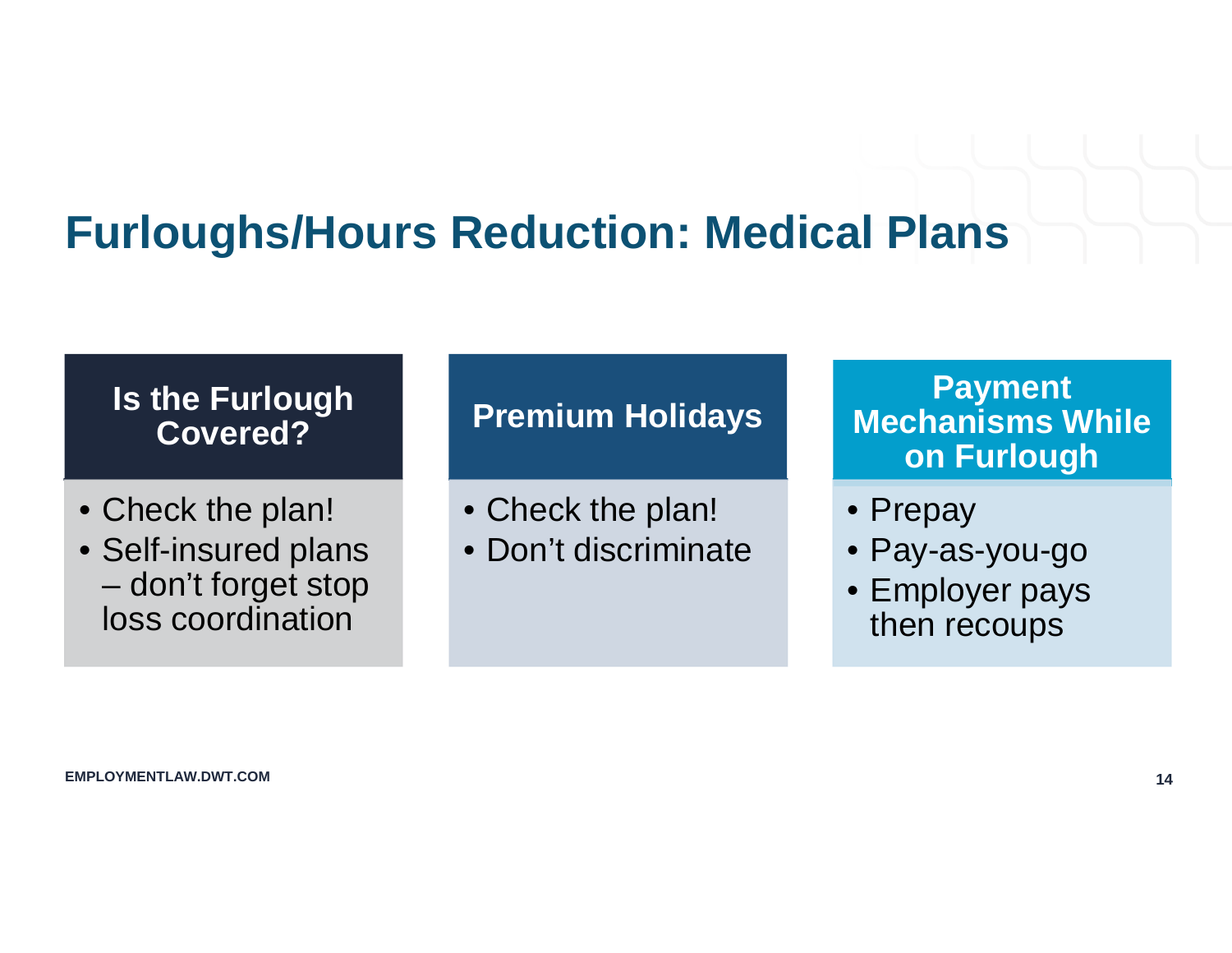# Furloughs/Hours Reduction: Medical Plans

## Is the Furlough Covered?

- Check the plan!
- Self-insured plans – don't forget stop loss coordination

## Premium Holidays

- Check the plan!
- Don't discriminate

## Payment Mechanisms While on Furlough

- Prepay
- Pay-as-you-go
- Employer pays then recoups

EMPLOYMENTLAW.DWT.COM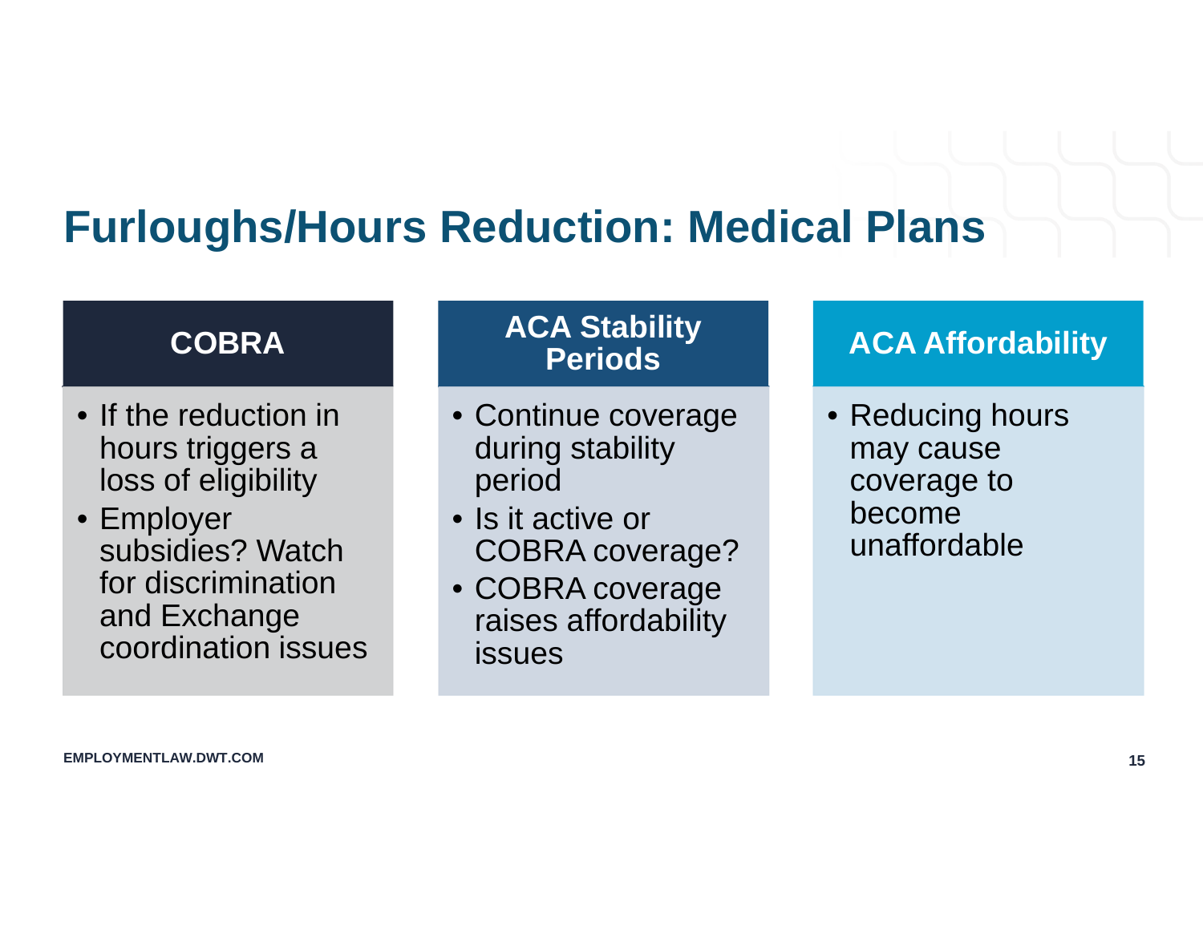# Furloughs/Hours Reduction: Medical Plans

### COBRA

- If the reduction in hours triggers a loss of eligibility
- Employer subsidies? Watch for discrimination and Exchange coordination issues

### ACA Stability Periods

- Continue coverage during stability period
- Is it active or COBRA coverage?
- COBRA coverage raises affordability issues

### ACA Affordability

- Reducing hours may cause coverage to become unaffordable

EMPLOYMENTLAW.DWT.COM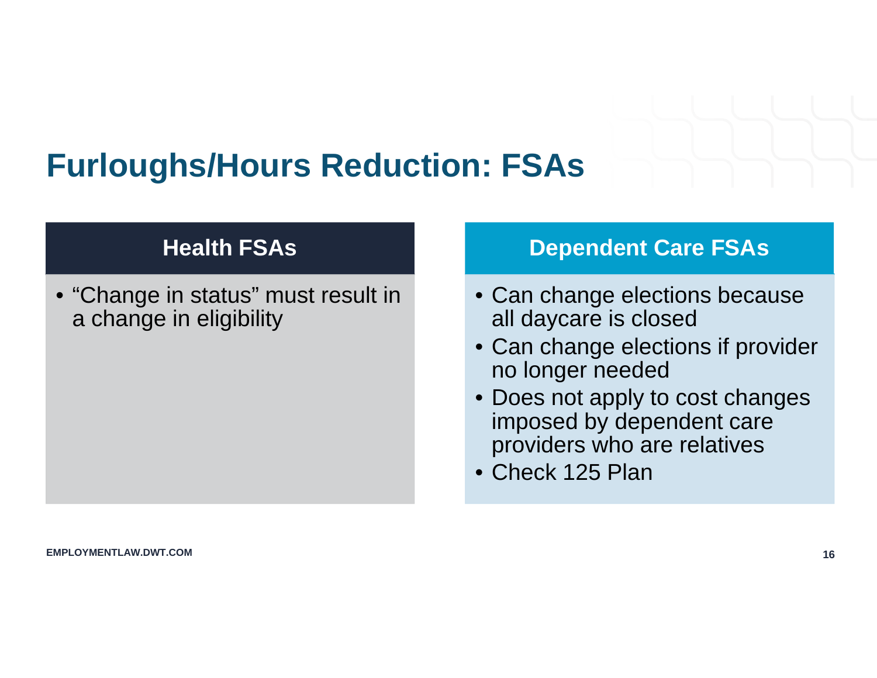# Furloughs/Hours Reduction: FSAs

## Health FSAs

- "Change in status" must result in a change in eligibility

## Dependent Care FSAs

- Can change elections because all daycare is closed
- Can change elections if provider no longer needed
- Does not apply to cost changes imposed by dependent care providers who are relatives
- Check 125 Plan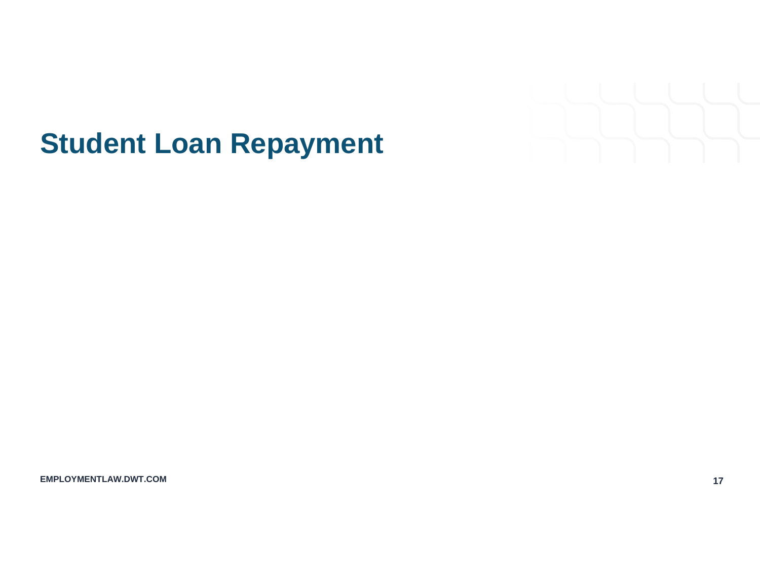# Student Loan Repayment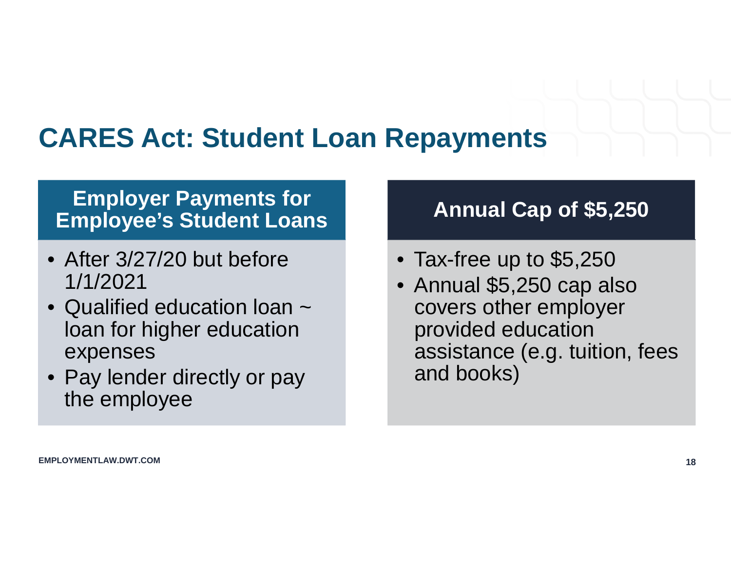# CARES Act: Student Loan Repayments

## Employer Payments for Employee's Student Loans

- After 3/27/20 but before 1/1/2021
- Qualified education loan ~ loan for higher education expenses
- Pay lender directly or pay the employee

## Annual Cap of $5,250

- Tax-free up to $5,250
- Annual $5,250 cap also covers other employer provided education assistance (e.g. tuition, fees and books)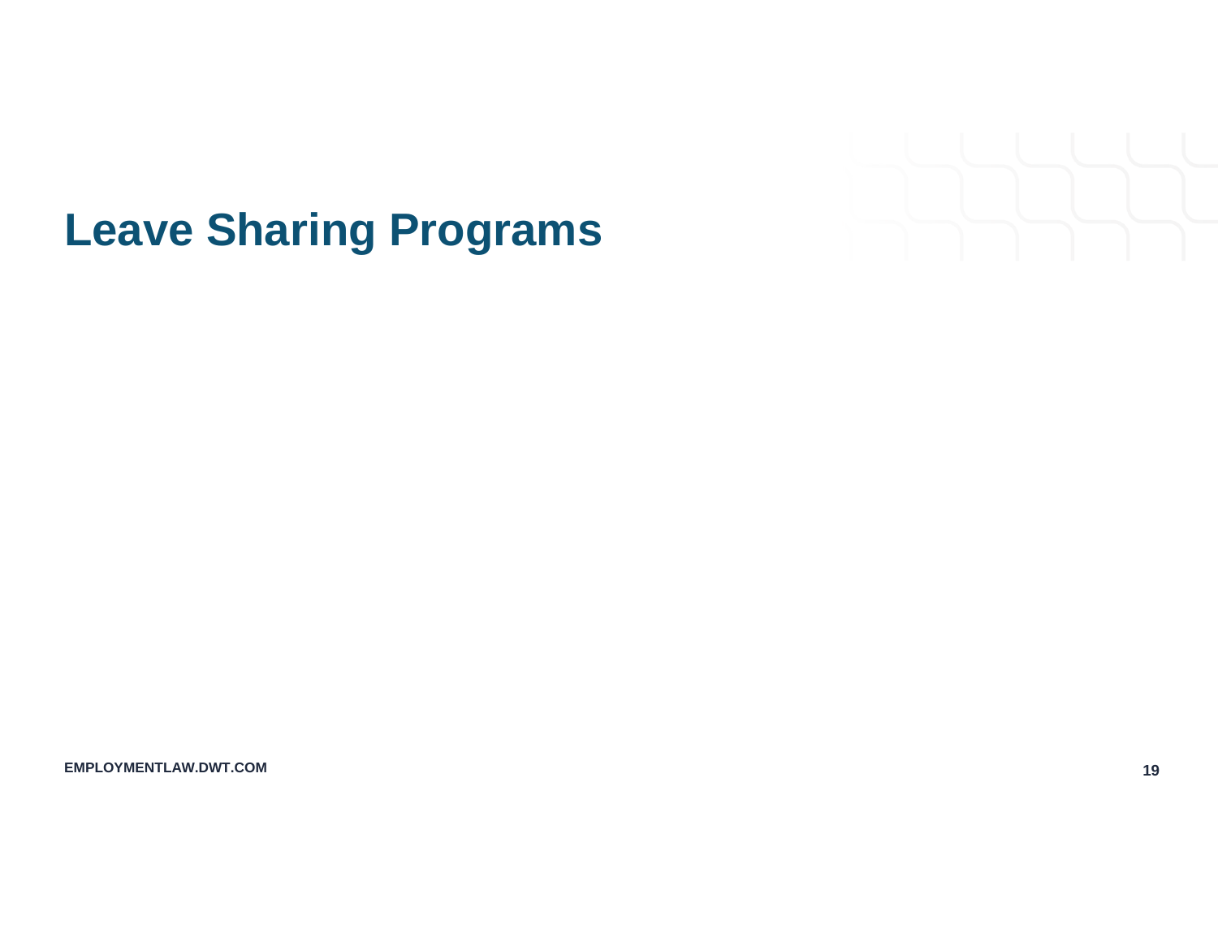# Leave Sharing Programs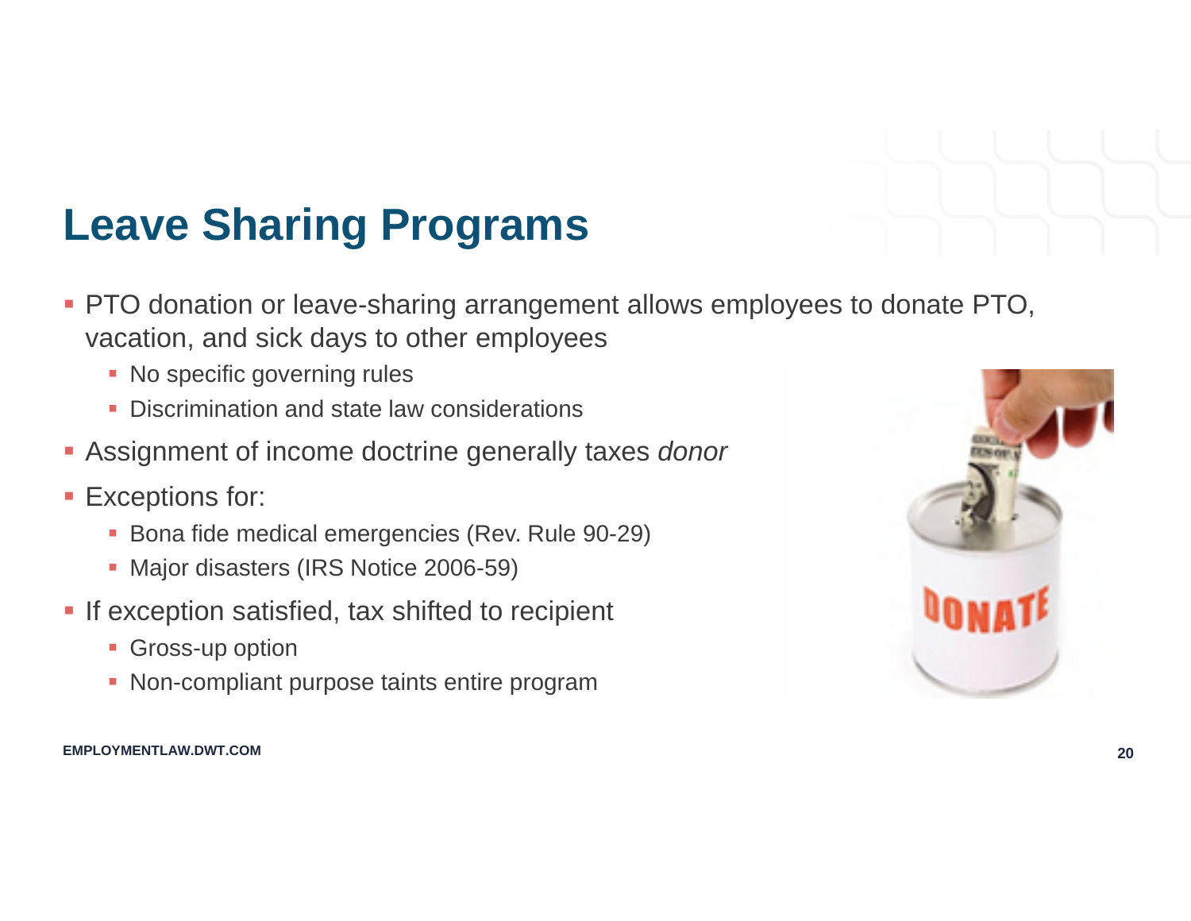# Leave Sharing Programs

- PTO donation or leave-sharing arrangement allows employees to donate PTO, vacation, and sick days to other employees
  - No specific governing rules
  - Discrimination and state law considerations
- Assignment of income doctrine generally taxes *donor*
- Exceptions for:
  - Bona fide medical emergencies (Rev. Rule 90-29)
  - Major disasters (IRS Notice 2006-59)
- If exception satisfied, tax shifted to recipient
  - Gross-up option
  - Non-compliant purpose taints entire program

EMPLOYMENTLAW.DWT.COM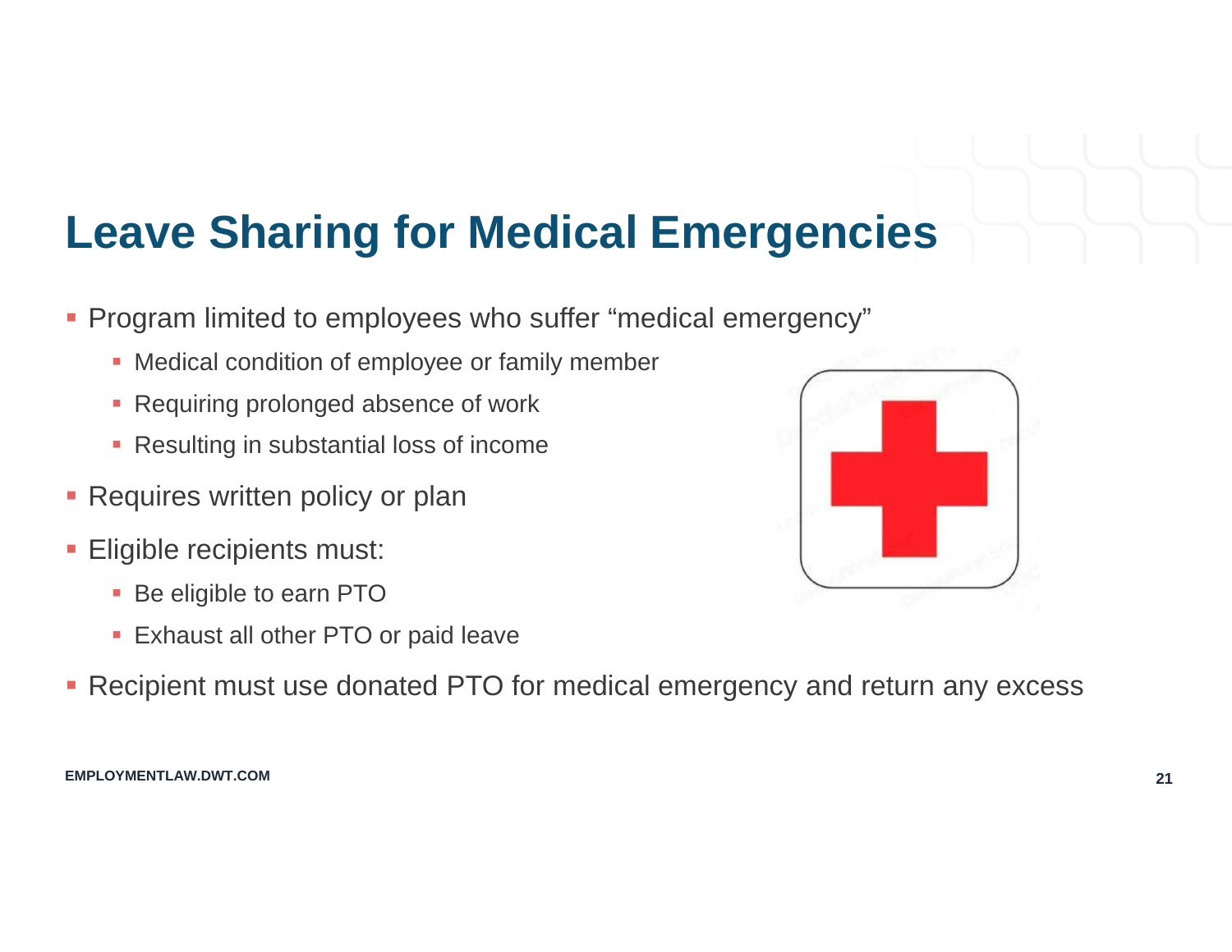# Leave Sharing for Medical Emergencies

- Program limited to employees who suffer "medical emergency"
  - Medical condition of employee or family member
  - Requiring prolonged absence of work
  - Resulting in substantial loss of income
- Requires written policy or plan
- Eligible recipients must:
  - Be eligible to earn PTO
  - Exhaust all other PTO or paid leave
- Recipient must use donated PTO for medical emergency and return any excess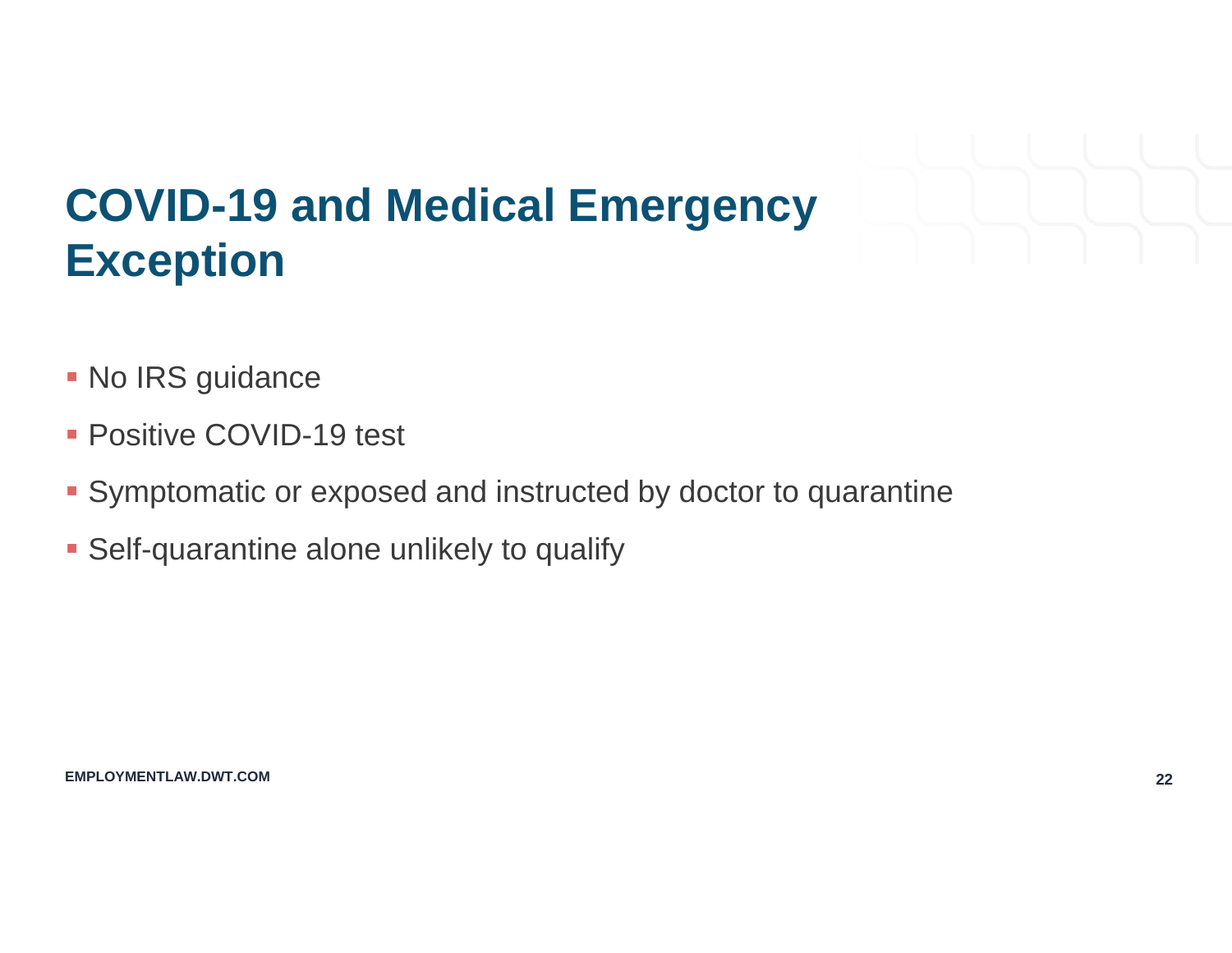# COVID-19 and Medical Emergency Exception

- No IRS guidance
- Positive COVID-19 test
- Symptomatic or exposed and instructed by doctor to quarantine
- Self-quarantine alone unlikely to qualify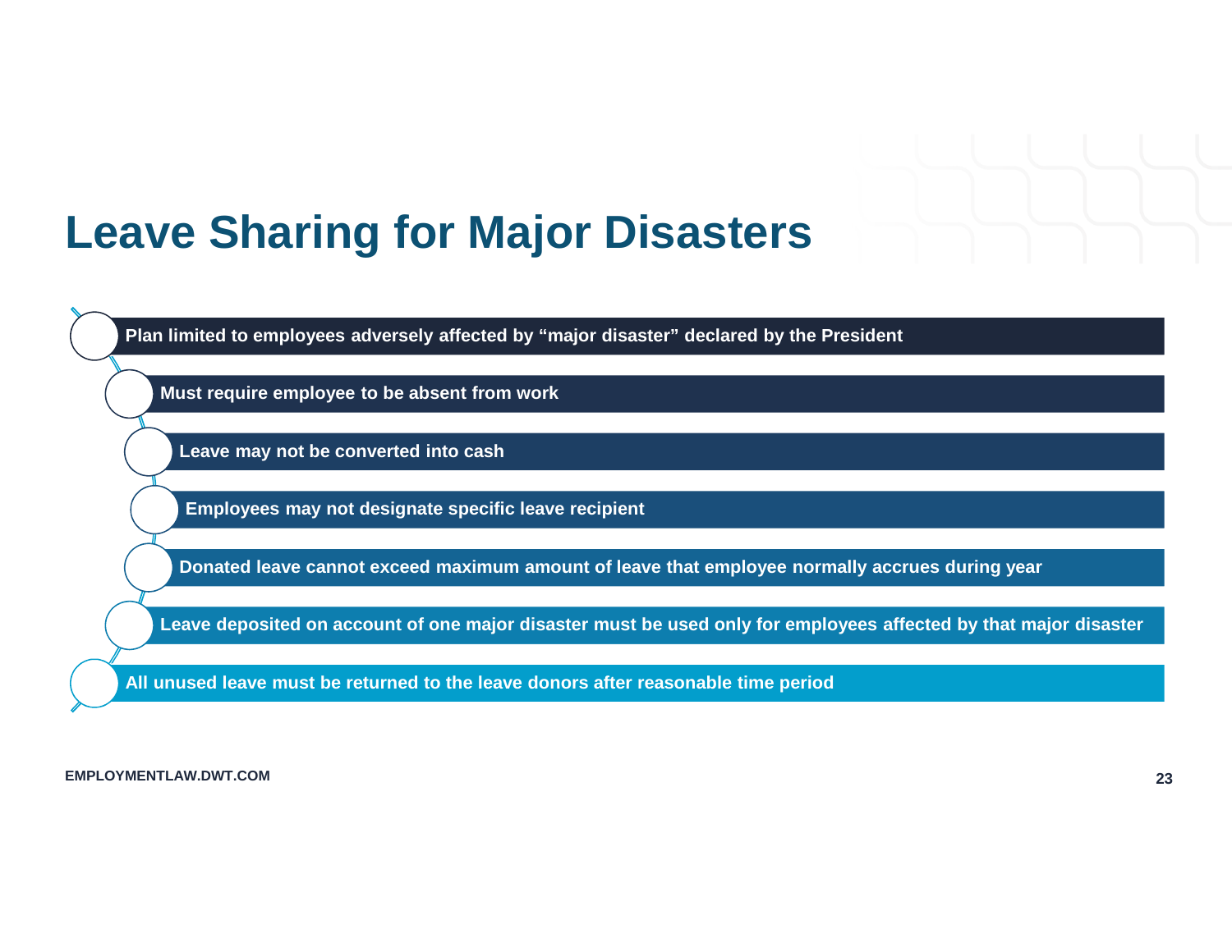# Leave Sharing for Major Disasters

- Plan limited to employees adversely affected by "major disaster" declared by the President
- Must require employee to be absent from work
- Leave may not be converted into cash
- Employees may not designate specific leave recipient
- Donated leave cannot exceed maximum amount of leave that employee normally accrues during year
- Leave deposited on account of one major disaster must be used only for employees affected by that major disaster
- All unused leave must be returned to the leave donors after reasonable time period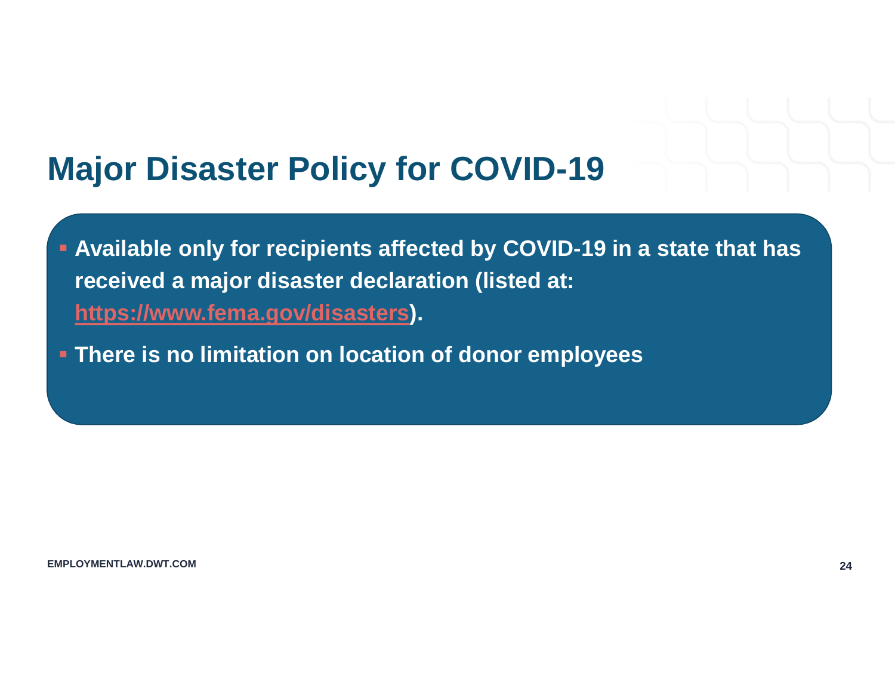# Major Disaster Policy for COVID-19

- **Available only for recipients affected by COVID-19 in a state that has received a major disaster declaration (listed at: https://www.fema.gov/disasters).**
- **There is no limitation on location of donor employees**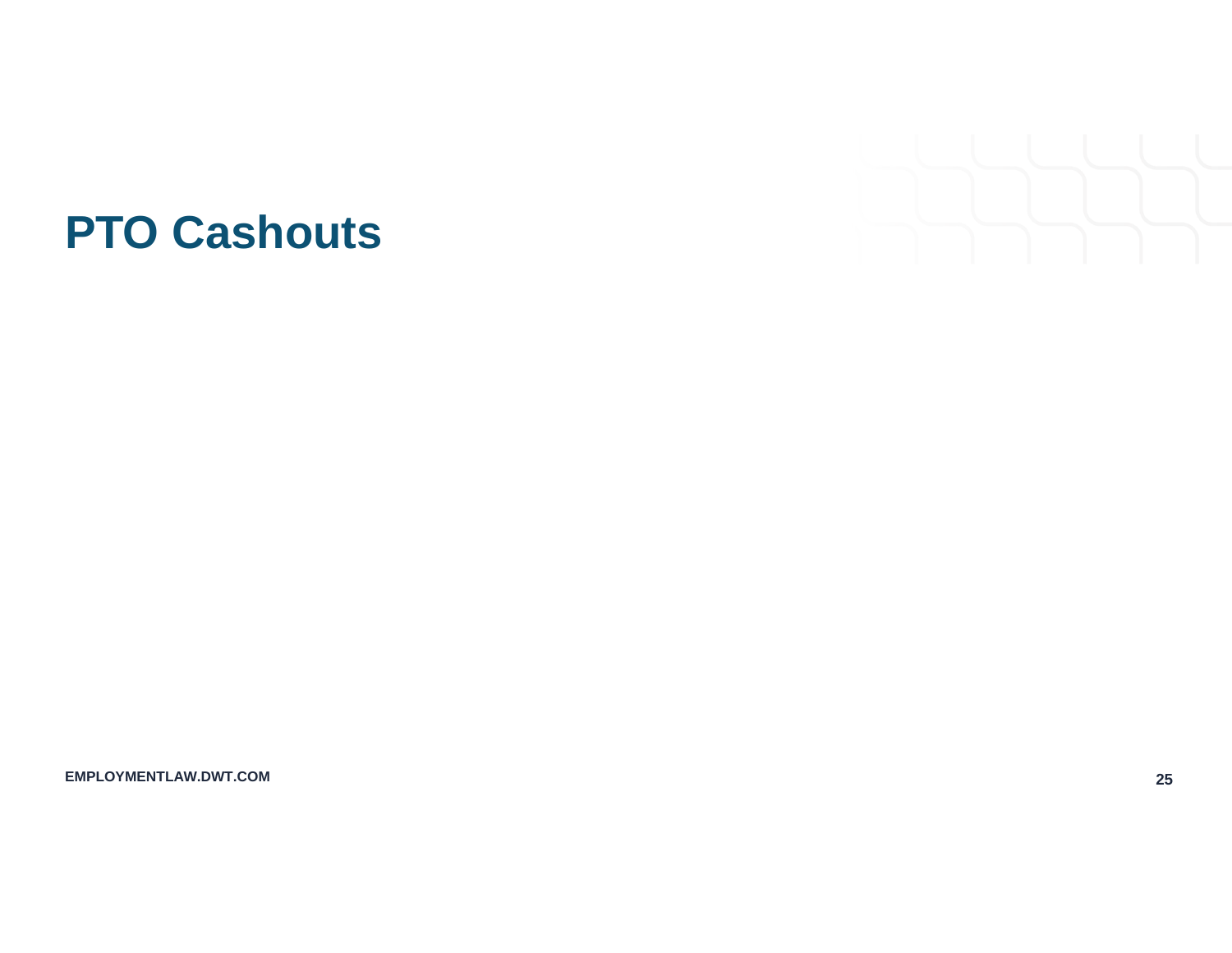# PTO Cashouts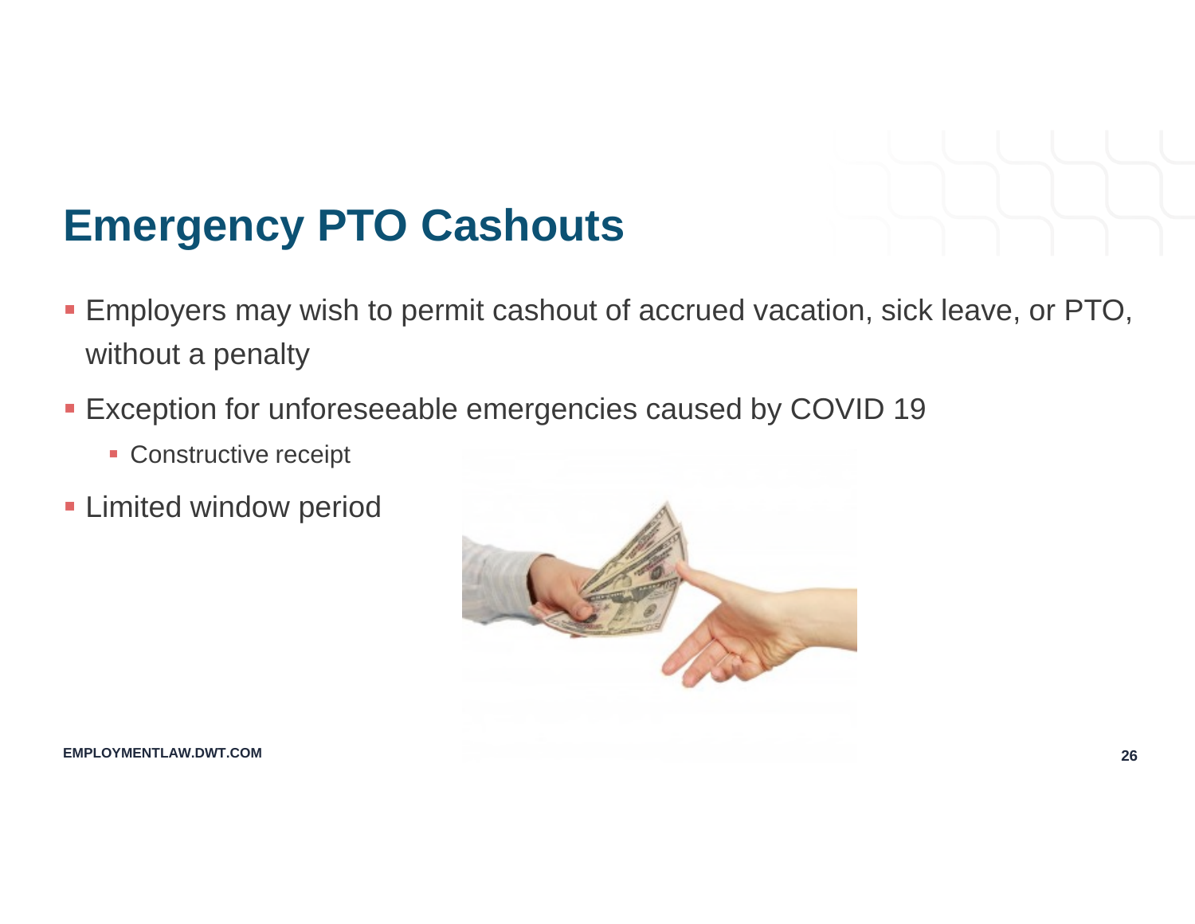# Emergency PTO Cashouts

- Employers may wish to permit cashout of accrued vacation, sick leave, or PTO, without a penalty
- Exception for unforeseeable emergencies caused by COVID 19
  - Constructive receipt
- Limited window period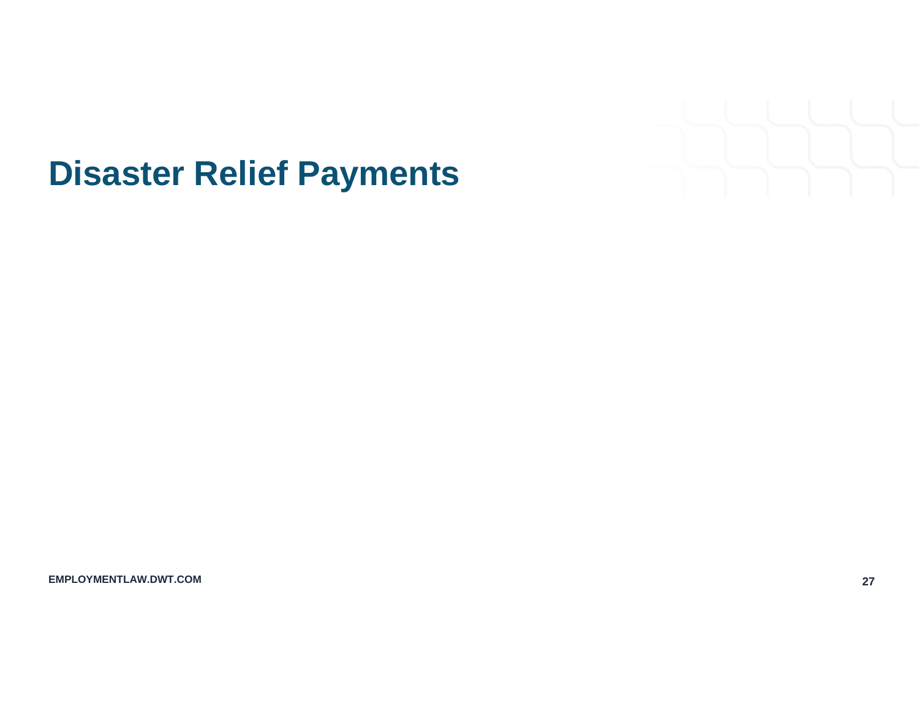# Disaster Relief Payments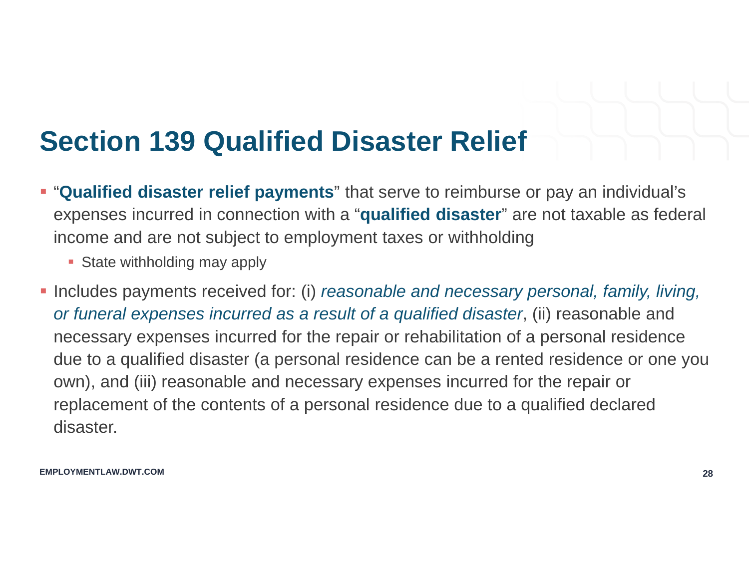# Section 139 Qualified Disaster Relief

- "**Qualified disaster relief payments**" that serve to reimburse or pay an individual's expenses incurred in connection with a "**qualified disaster**" are not taxable as federal income and are not subject to employment taxes or withholding
  - State withholding may apply
- Includes payments received for: (i) *reasonable and necessary personal, family, living, or funeral expenses incurred as a result of a qualified disaster*, (ii) reasonable and necessary expenses incurred for the repair or rehabilitation of a personal residence due to a qualified disaster (a personal residence can be a rented residence or one you own), and (iii) reasonable and necessary expenses incurred for the repair or replacement of the contents of a personal residence due to a qualified declared disaster.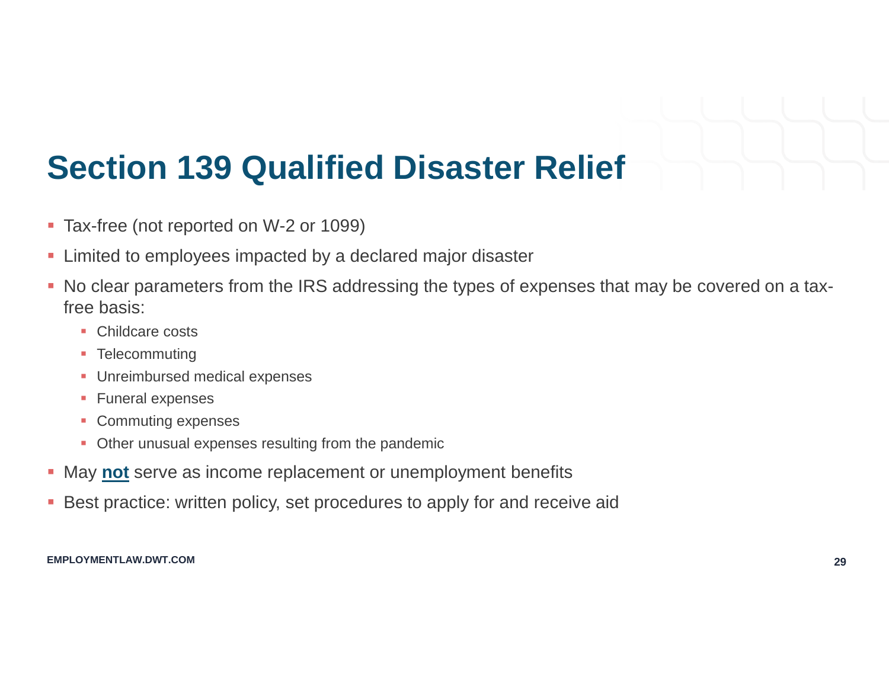# Section 139 Qualified Disaster Relief

- Tax-free (not reported on W-2 or 1099)
- Limited to employees impacted by a declared major disaster
- No clear parameters from the IRS addressing the types of expenses that may be covered on a tax-free basis:
  - Childcare costs
  - Telecommuting
  - Unreimbursed medical expenses
  - Funeral expenses
  - Commuting expenses
  - Other unusual expenses resulting from the pandemic
- May **not** serve as income replacement or unemployment benefits
- Best practice: written policy, set procedures to apply for and receive aid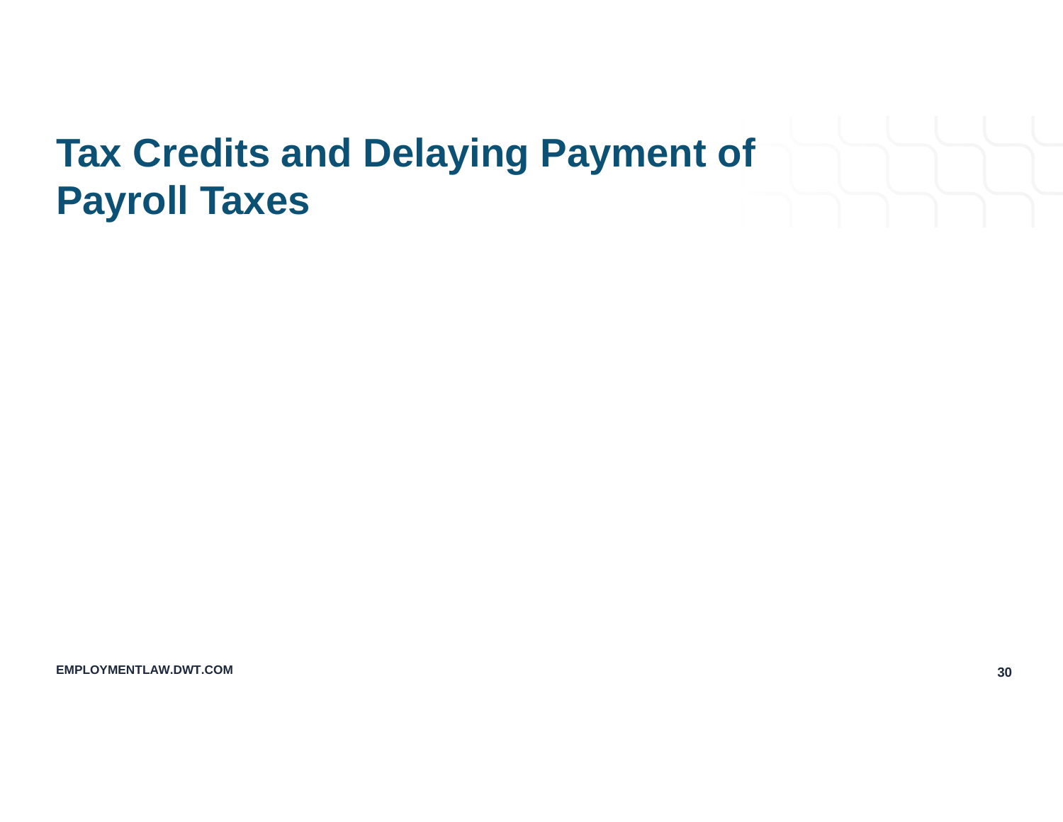# Tax Credits and Delaying Payment of Payroll Taxes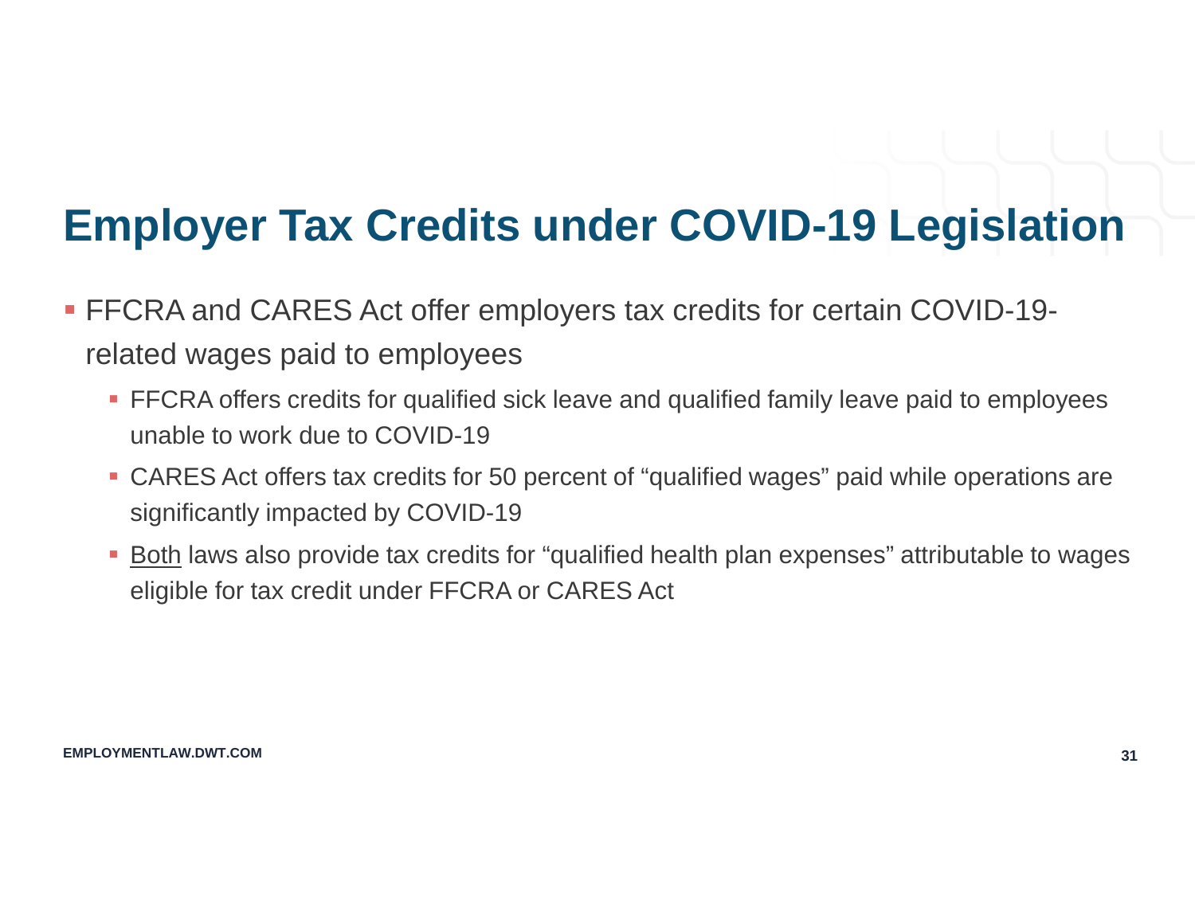# Employer Tax Credits under COVID-19 Legislation

- FFCRA and CARES Act offer employers tax credits for certain COVID-19-related wages paid to employees
  - FFCRA offers credits for qualified sick leave and qualified family leave paid to employees unable to work due to COVID-19
  - CARES Act offers tax credits for 50 percent of "qualified wages" paid while operations are significantly impacted by COVID-19
  - <u>Both</u> laws also provide tax credits for "qualified health plan expenses" attributable to wages eligible for tax credit under FFCRA or CARES Act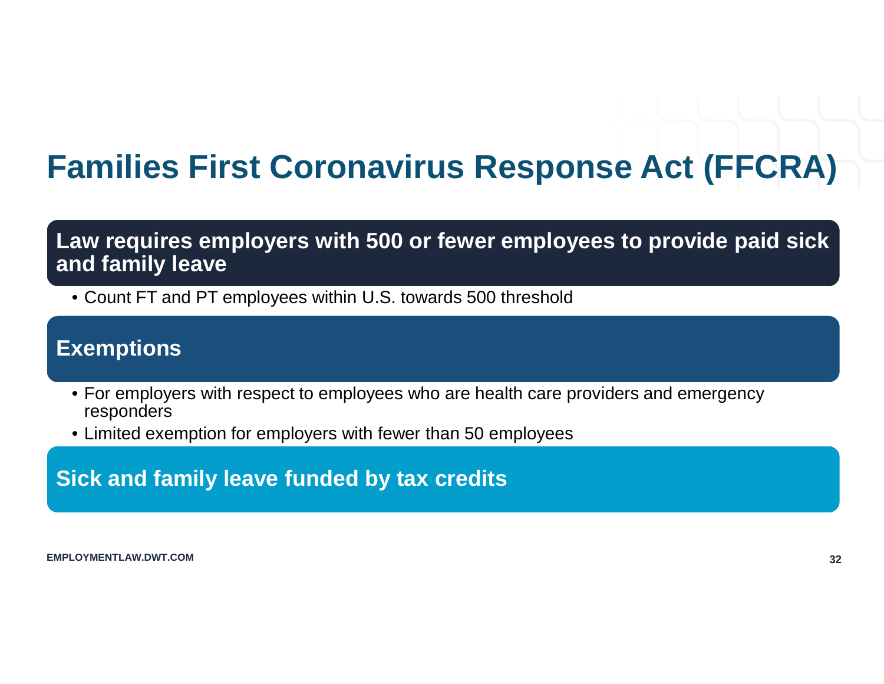# Families First Coronavirus Response Act (FFCRA)

## Law requires employers with 500 or fewer employees to provide paid sick and family leave

- Count FT and PT employees within U.S. towards 500 threshold

## Exemptions

- For employers with respect to employees who are health care providers and emergency responders
- Limited exemption for employers with fewer than 50 employees

## Sick and family leave funded by tax credits

EMPLOYMENTLAW.DWT.COM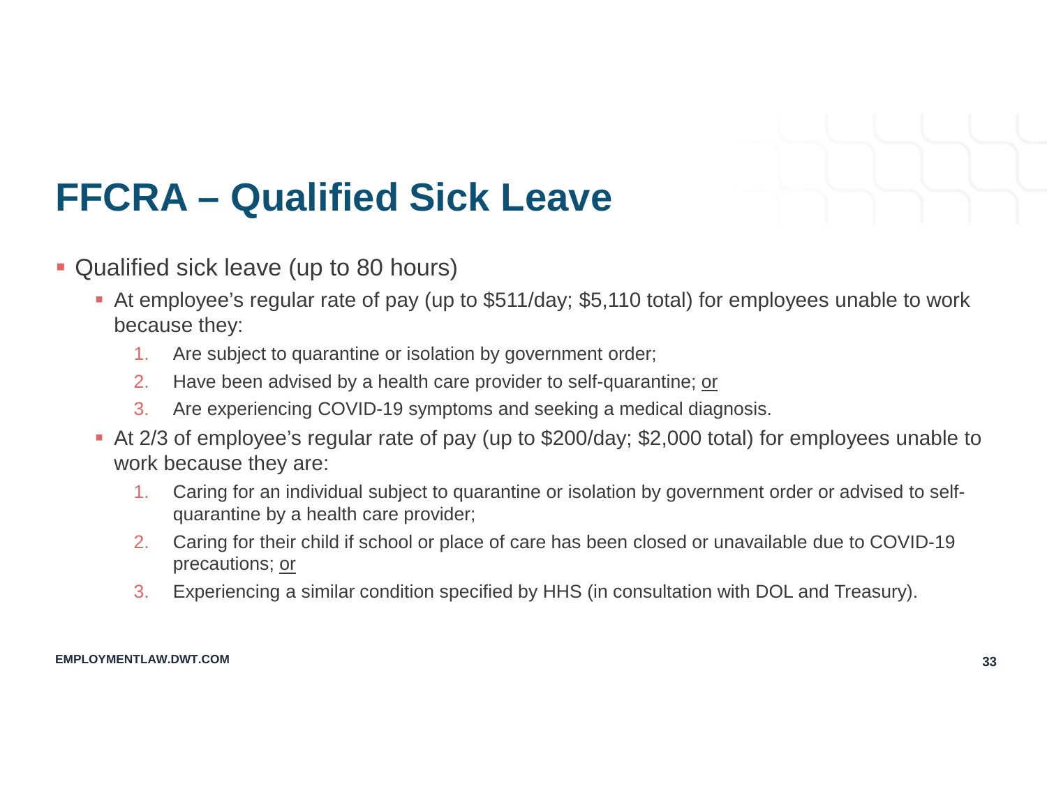# FFCRA – Qualified Sick Leave

- Qualified sick leave (up to 80 hours)
  - At employee's regular rate of pay (up to $511/day; $5,110 total) for employees unable to work because they:
    1. Are subject to quarantine or isolation by government order;
    2. Have been advised by a health care provider to self-quarantine; <u>or</u>
    3. Are experiencing COVID-19 symptoms and seeking a medical diagnosis.
  - At 2/3 of employee's regular rate of pay (up to $200/day; $2,000 total) for employees unable to work because they are:
    1. Caring for an individual subject to quarantine or isolation by government order or advised to self-quarantine by a health care provider;
    2. Caring for their child if school or place of care has been closed or unavailable due to COVID-19 precautions; <u>or</u>
    3. Experiencing a similar condition specified by HHS (in consultation with DOL and Treasury).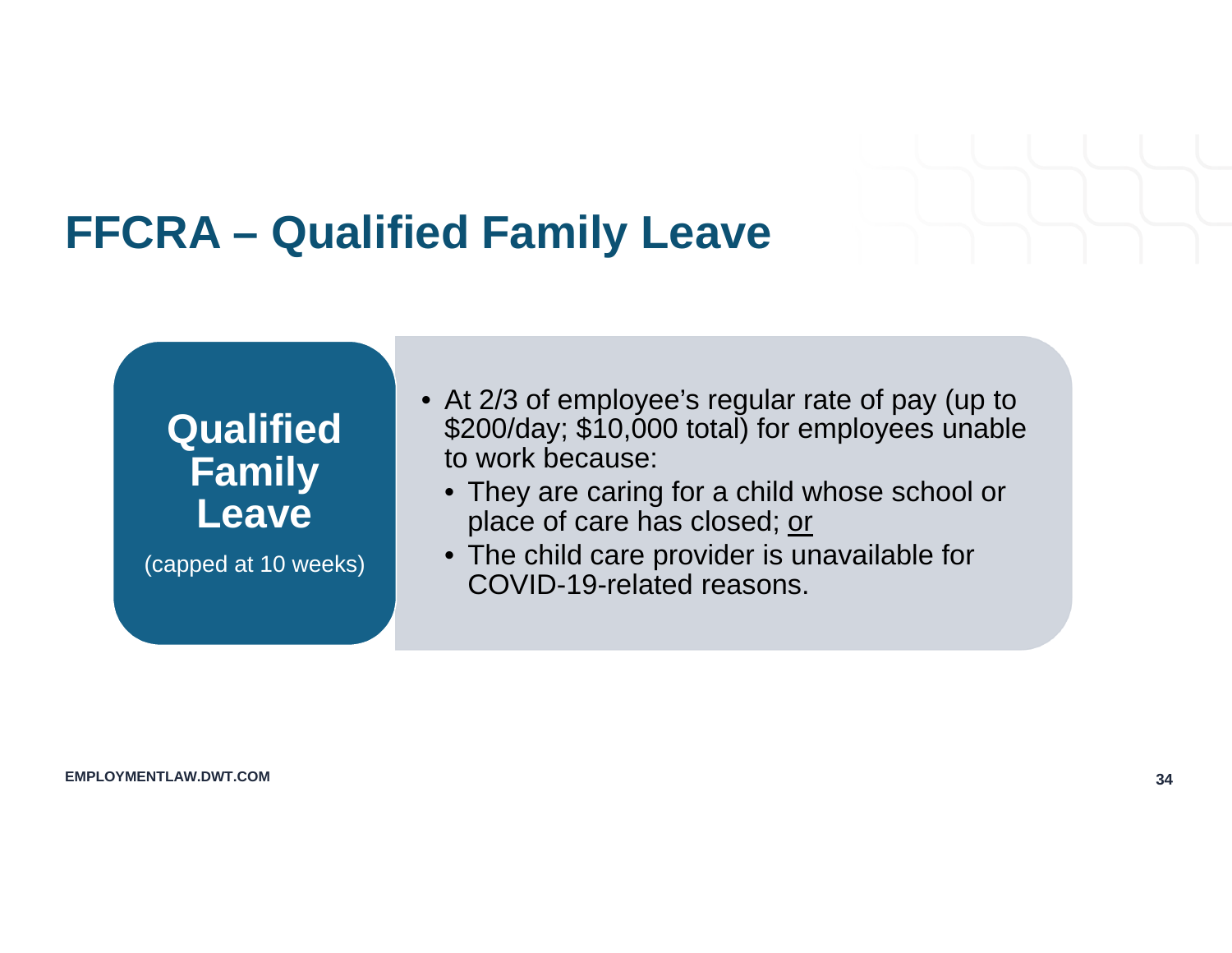# FFCRA – Qualified Family Leave

**Qualified Family Leave**

(capped at 10 weeks)

- At 2/3 of employee's regular rate of pay (up to $200/day; $10,000 total) for employees unable to work because:
  - They are caring for a child whose school or place of care has closed; <u>or</u>
  - The child care provider is unavailable for COVID-19-related reasons.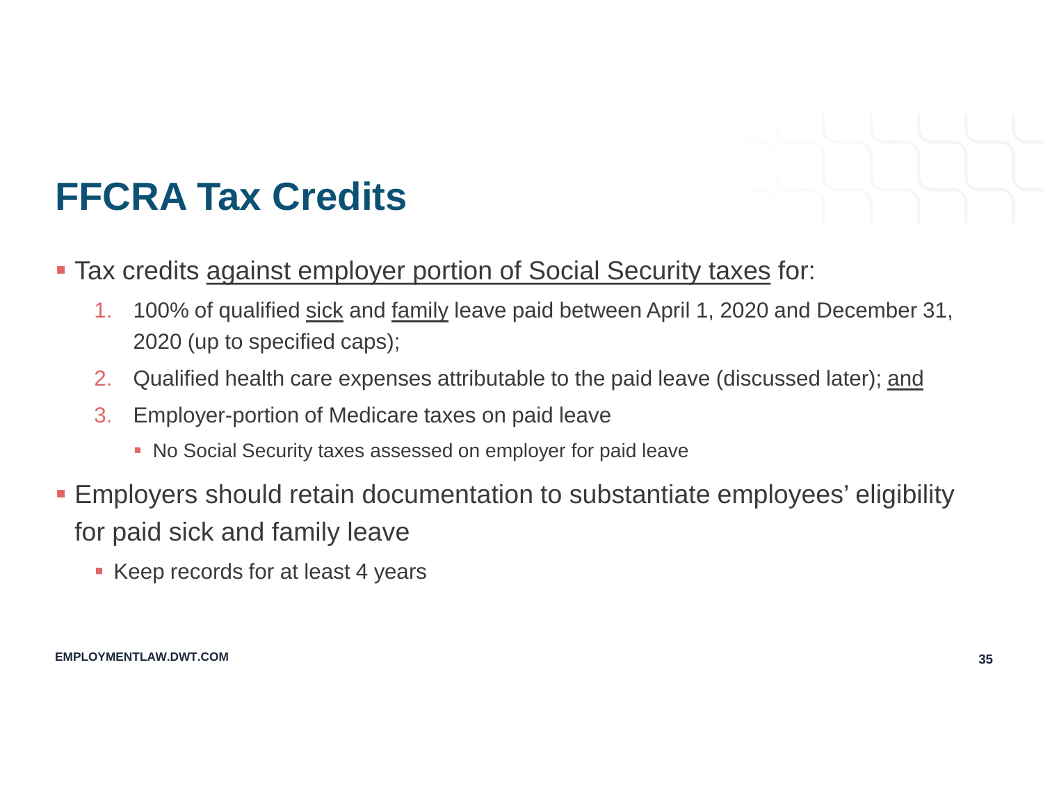# FFCRA Tax Credits

- Tax credits against employer portion of Social Security taxes for:
  1. 100% of qualified sick and family leave paid between April 1, 2020 and December 31, 2020 (up to specified caps);
  2. Qualified health care expenses attributable to the paid leave (discussed later); and
  3. Employer-portion of Medicare taxes on paid leave
     - No Social Security taxes assessed on employer for paid leave
- Employers should retain documentation to substantiate employees' eligibility for paid sick and family leave
  - Keep records for at least 4 years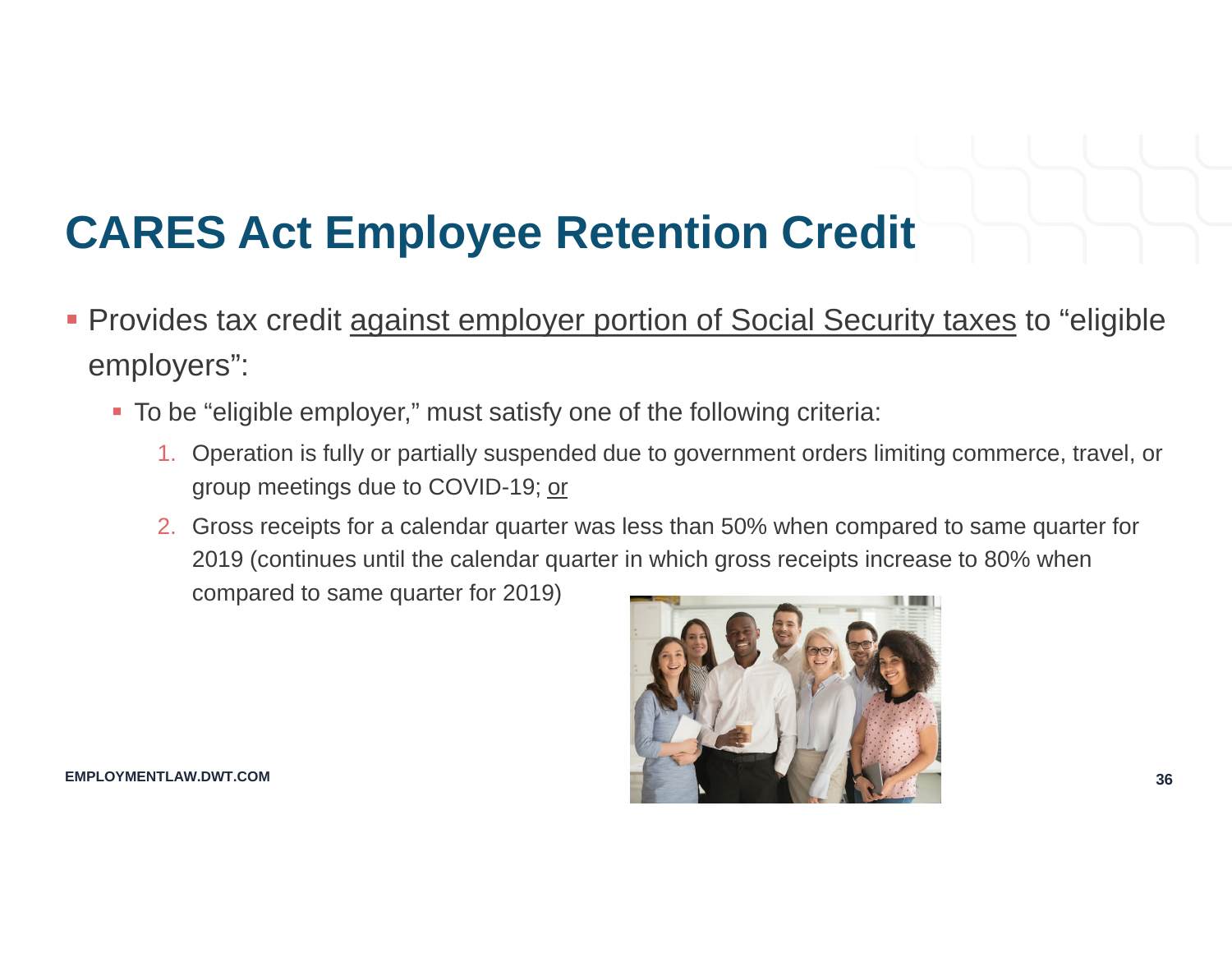# CARES Act Employee Retention Credit

- Provides tax credit <u>against employer portion of Social Security taxes</u> to "eligible employers":
  - To be "eligible employer," must satisfy one of the following criteria:
    1. Operation is fully or partially suspended due to government orders limiting commerce, travel, or group meetings due to COVID-19; <u>or</u>
    2. Gross receipts for a calendar quarter was less than 50% when compared to same quarter for 2019 (continues until the calendar quarter in which gross receipts increase to 80% when compared to same quarter for 2019)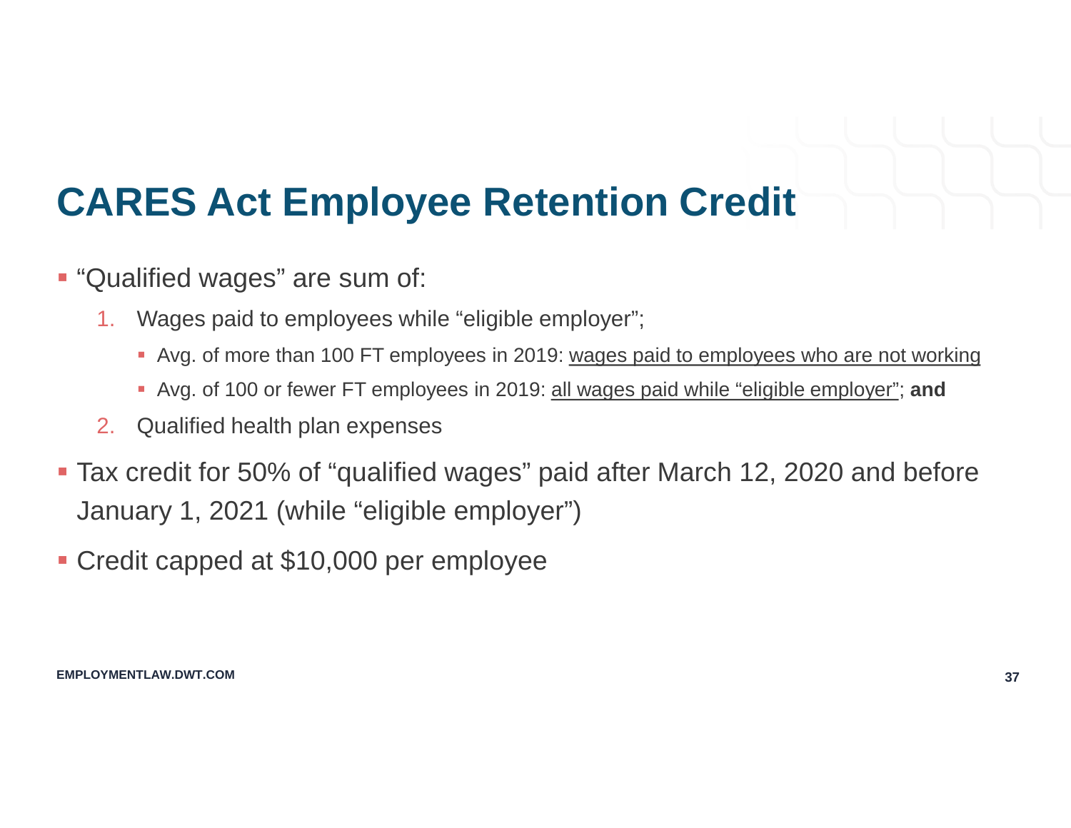# CARES Act Employee Retention Credit

- "Qualified wages" are sum of:
  1. Wages paid to employees while "eligible employer";
     - Avg. of more than 100 FT employees in 2019: <u>wages paid to employees who are not working</u>
     - Avg. of 100 or fewer FT employees in 2019: <u>all wages paid while "eligible employer"</u>; **and**
  2. Qualified health plan expenses
- Tax credit for 50% of "qualified wages" paid after March 12, 2020 and before January 1, 2021 (while "eligible employer")
- Credit capped at $10,000 per employee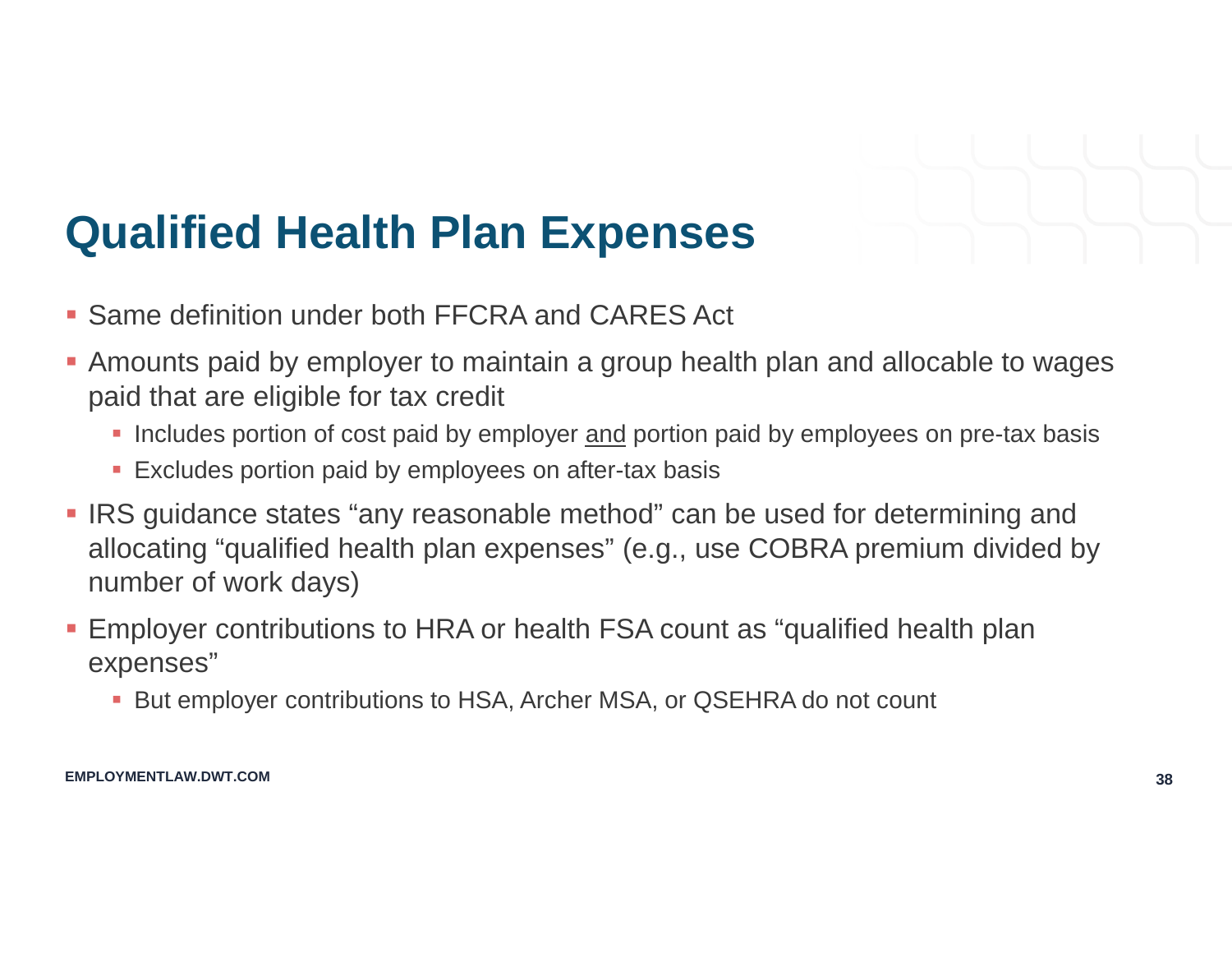# Qualified Health Plan Expenses

- Same definition under both FFCRA and CARES Act
- Amounts paid by employer to maintain a group health plan and allocable to wages paid that are eligible for tax credit
  - Includes portion of cost paid by employer <u>and</u> portion paid by employees on pre-tax basis
  - Excludes portion paid by employees on after-tax basis
- IRS guidance states "any reasonable method" can be used for determining and allocating "qualified health plan expenses" (e.g., use COBRA premium divided by number of work days)
- Employer contributions to HRA or health FSA count as "qualified health plan expenses"
  - But employer contributions to HSA, Archer MSA, or QSEHRA do not count

EMPLOYMENTLAW.DWT.COM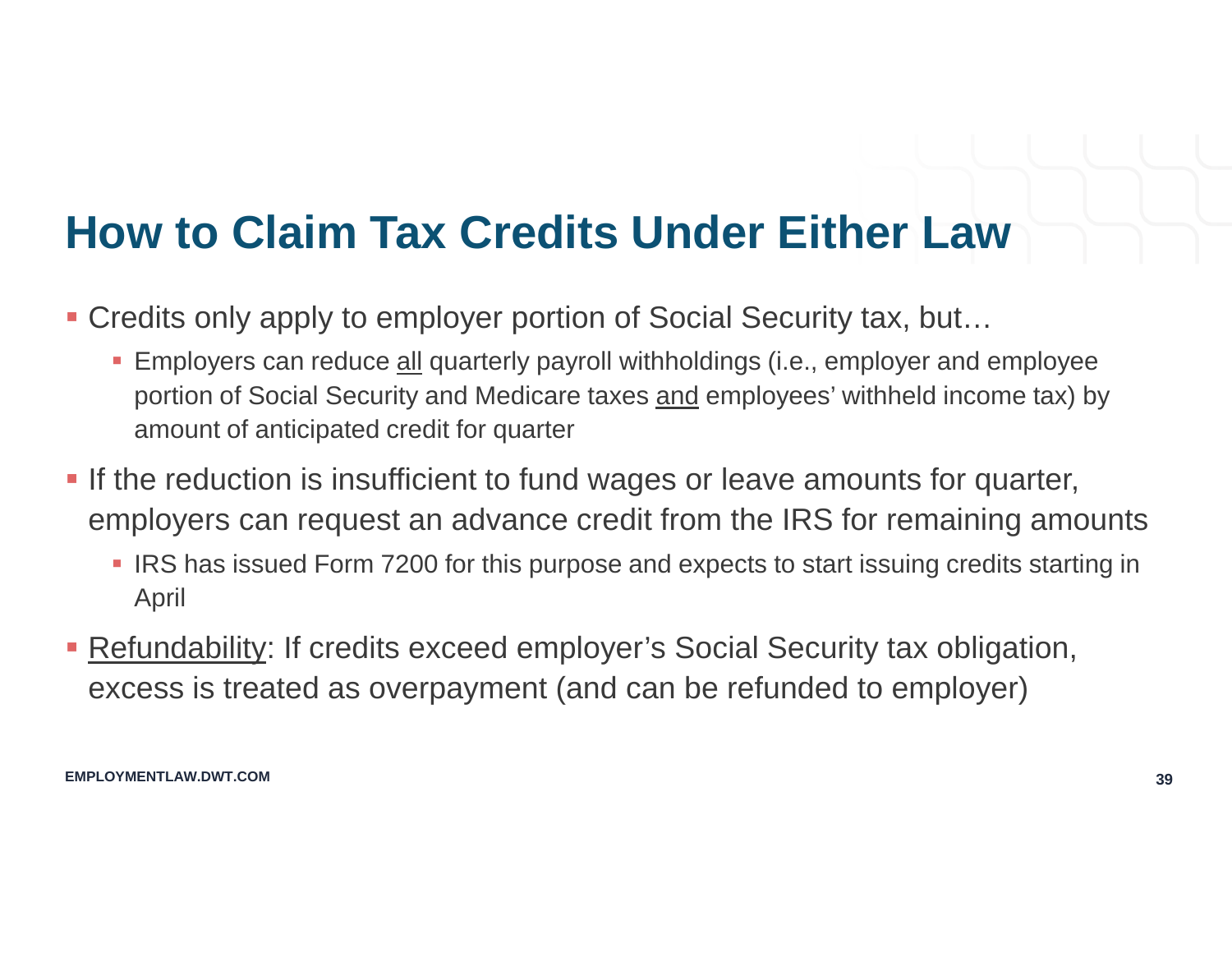# How to Claim Tax Credits Under Either Law

- Credits only apply to employer portion of Social Security tax, but…
  - Employers can reduce all quarterly payroll withholdings (i.e., employer and employee portion of Social Security and Medicare taxes and employees' withheld income tax) by amount of anticipated credit for quarter
- If the reduction is insufficient to fund wages or leave amounts for quarter, employers can request an advance credit from the IRS for remaining amounts
  - IRS has issued Form 7200 for this purpose and expects to start issuing credits starting in April
- Refundability: If credits exceed employer's Social Security tax obligation, excess is treated as overpayment (and can be refunded to employer)

EMPLOYMENTLAW.DWT.COM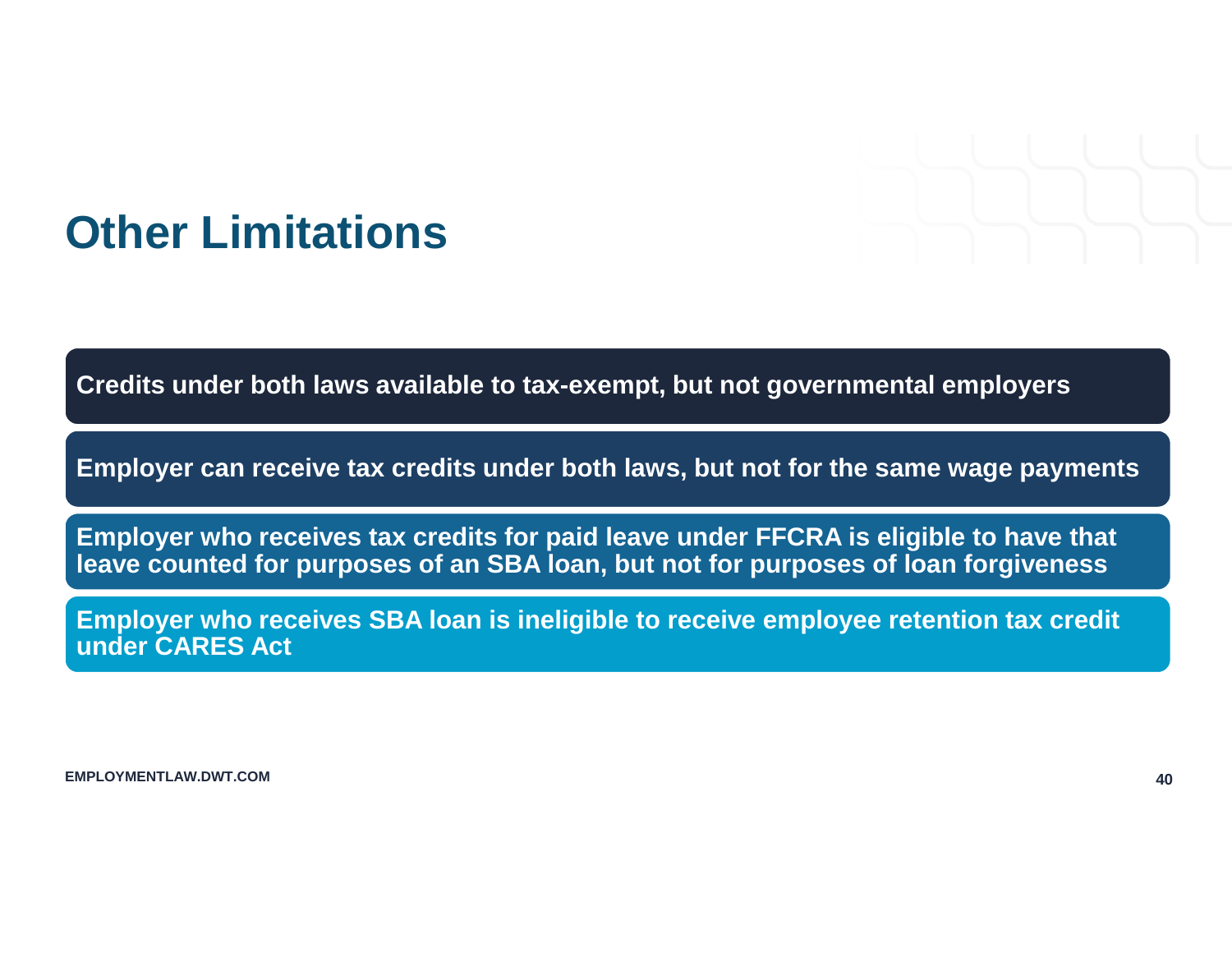# Other Limitations

- **Credits under both laws available to tax-exempt, but not governmental employers**
- **Employer can receive tax credits under both laws, but not for the same wage payments**
- **Employer who receives tax credits for paid leave under FFCRA is eligible to have that leave counted for purposes of an SBA loan, but not for purposes of loan forgiveness**
- **Employer who receives SBA loan is ineligible to receive employee retention tax credit under CARES Act**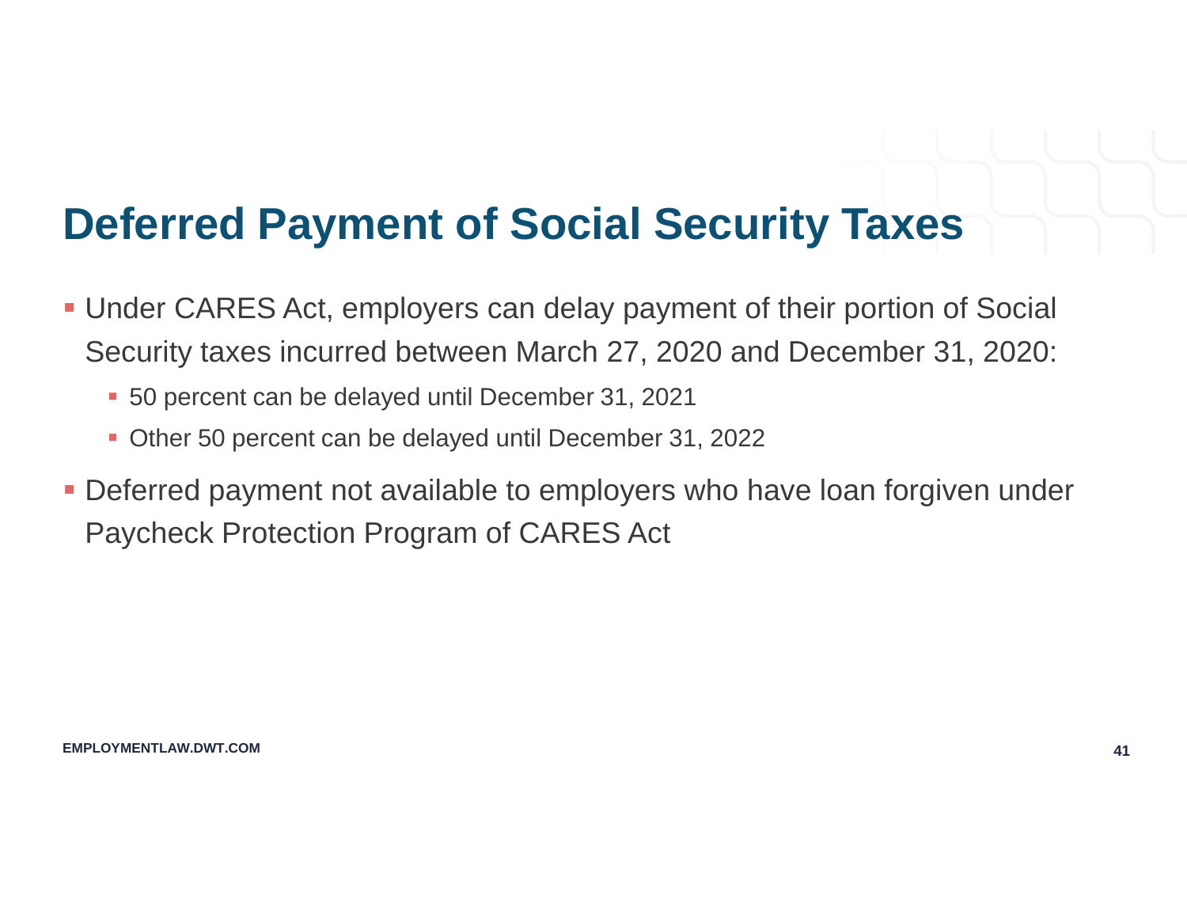# Deferred Payment of Social Security Taxes

- Under CARES Act, employers can delay payment of their portion of Social Security taxes incurred between March 27, 2020 and December 31, 2020:
  - 50 percent can be delayed until December 31, 2021
  - Other 50 percent can be delayed until December 31, 2022
- Deferred payment not available to employers who have loan forgiven under Paycheck Protection Program of CARES Act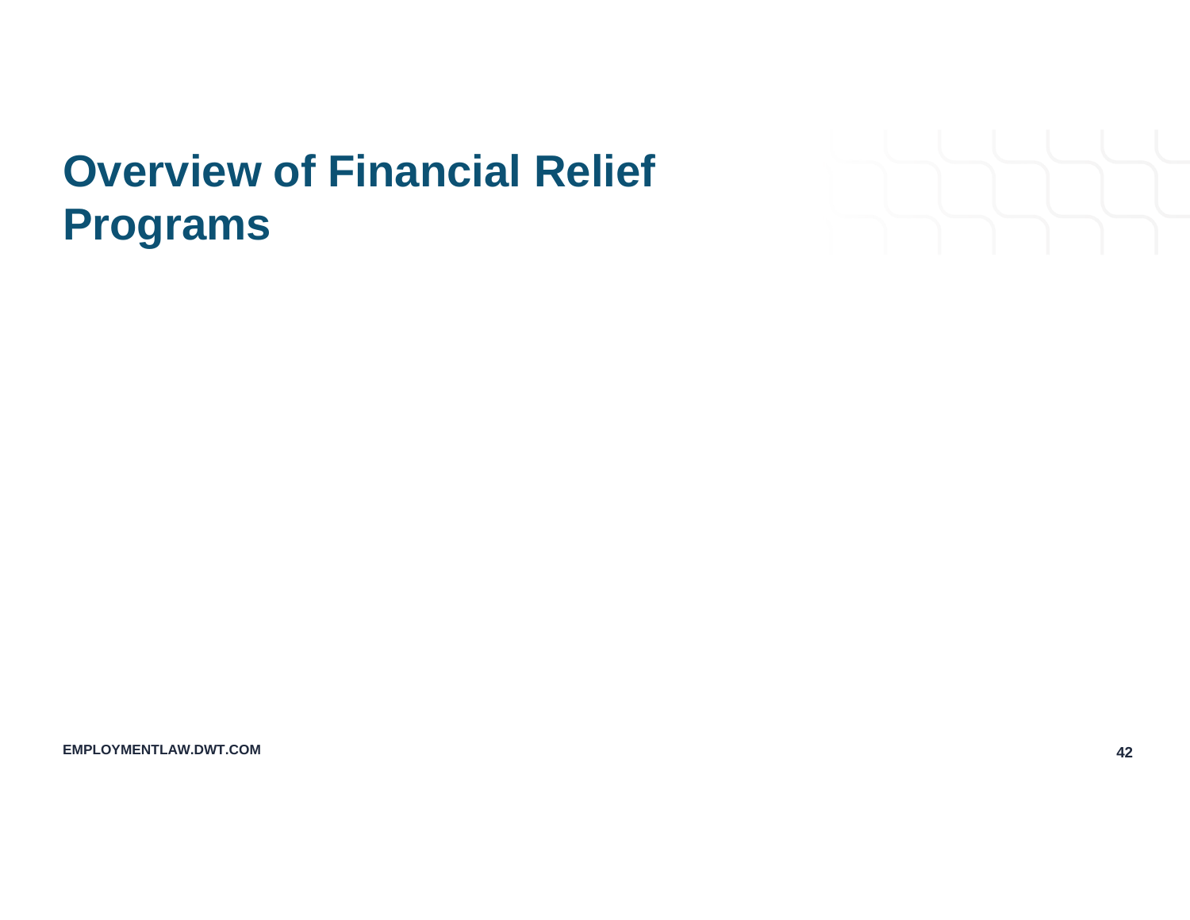# Overview of Financial Relief Programs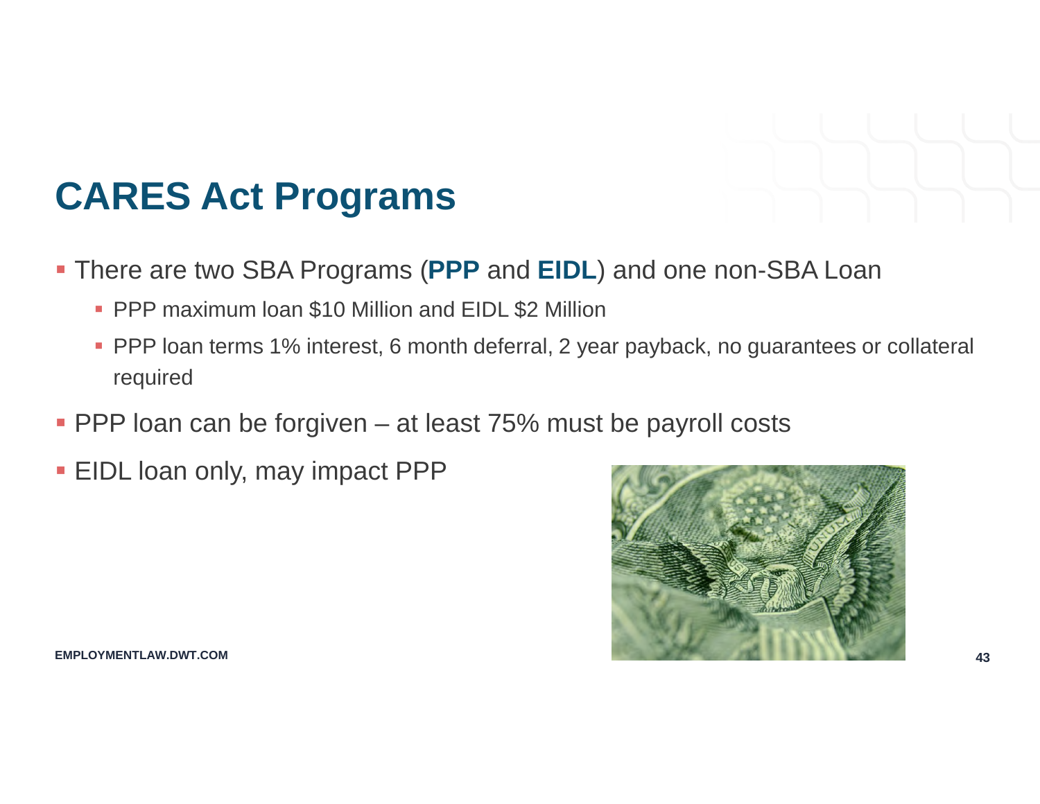# CARES Act Programs

- There are two SBA Programs (**PPP** and **EIDL**) and one non-SBA Loan
  - PPP maximum loan $10 Million and EIDL $2 Million
  - PPP loan terms 1% interest, 6 month deferral, 2 year payback, no guarantees or collateral required
- PPP loan can be forgiven – at least 75% must be payroll costs
- EIDL loan only, may impact PPP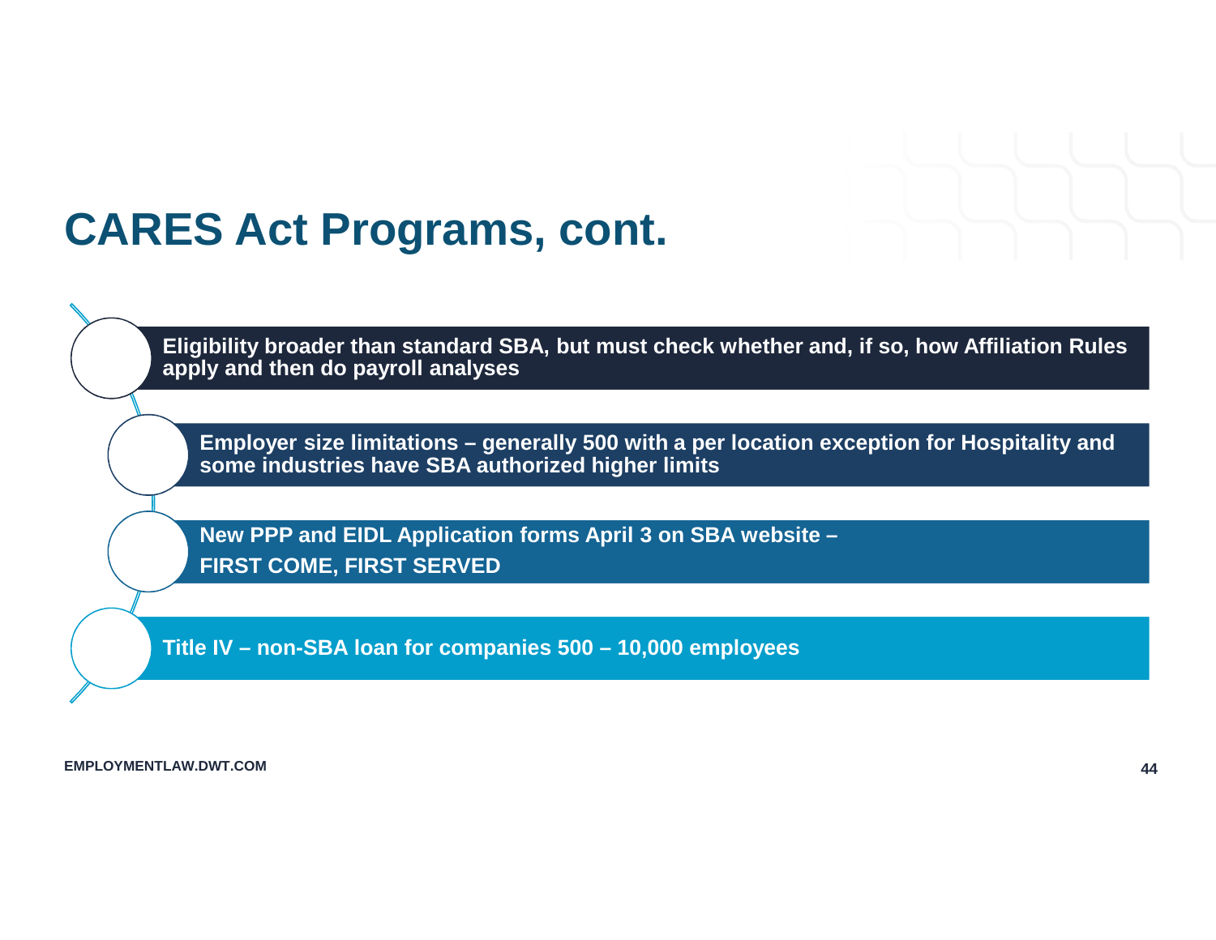# CARES Act Programs, cont.

- Eligibility broader than standard SBA, but must check whether and, if so, how Affiliation Rules apply and then do payroll analyses
- Employer size limitations – generally 500 with a per location exception for Hospitality and some industries have SBA authorized higher limits
- New PPP and EIDL Application forms April 3 on SBA website –
  FIRST COME, FIRST SERVED
- Title IV – non-SBA loan for companies 500 – 10,000 employees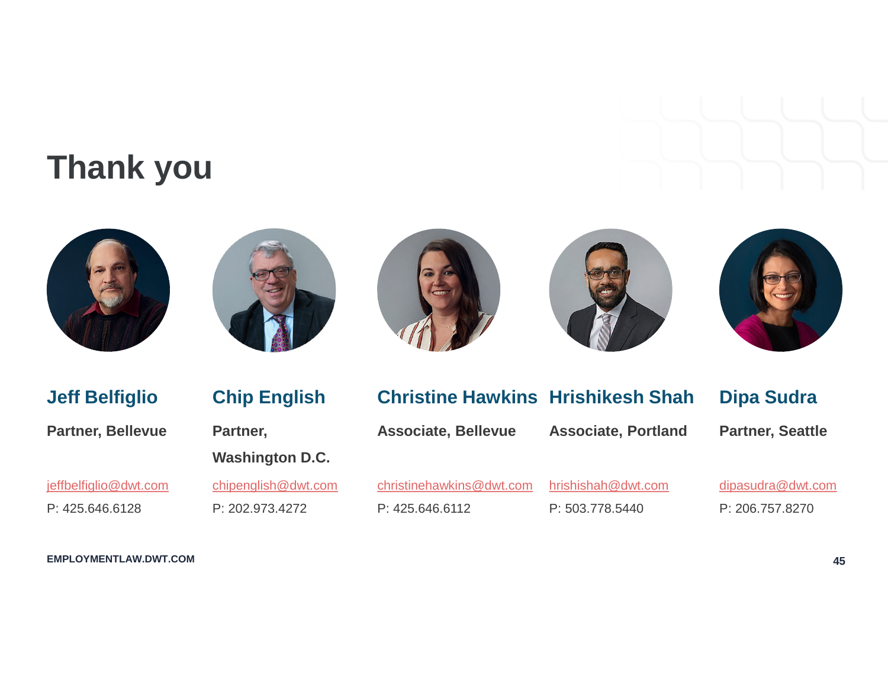# Thank you

**Jeff Belfiglio**

**Partner, Bellevue**

jeffbelfiglio@dwt.com

P: 425.646.6128

**Chip English**

**Partner, Washington D.C.**

chipenglish@dwt.com

P: 202.973.4272

**Christine Hawkins**

**Associate, Bellevue**

christinehawkins@dwt.com

P: 425.646.6112

**Hrishikesh Shah**

**Associate, Portland**

hrishishah@dwt.com

P: 503.778.5440

**Dipa Sudra**

**Partner, Seattle**

dipasudra@dwt.com

P: 206.757.8270

EMPLOYMENTLAW.DWT.COM